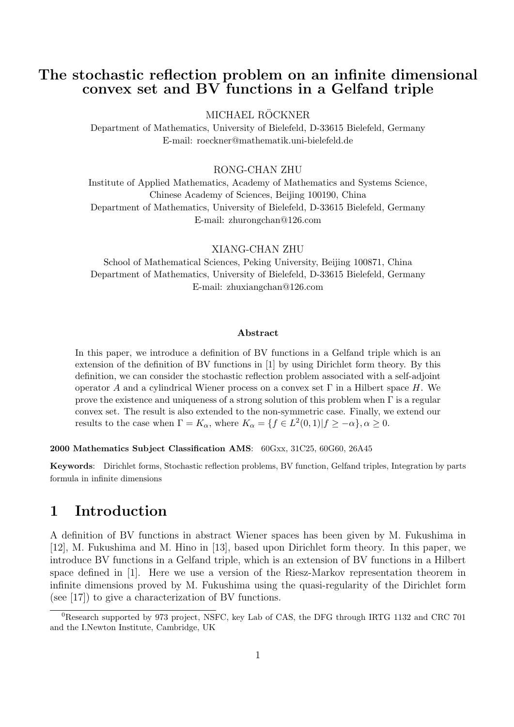# The stochastic reflection problem on an infinite dimensional convex set and BV functions in a Gelfand triple

MICHAEL RÖCKNER

Department of Mathematics, University of Bielefeld, D-33615 Bielefeld, Germany
E-mail: roeckner@mathematik.uni-bielefeld.de

RONG-CHAN ZHU

Institute of Applied Mathematics, Academy of Mathematics and Systems Science, Chinese Academy of Sciences, Beijing 100190, China
Department of Mathematics, University of Bielefeld, D-33615 Bielefeld, Germany
E-mail: zhurongchan@126.com

XIANG-CHAN ZHU

School of Mathematical Sciences, Peking University, Beijing 100871, China
Department of Mathematics, University of Bielefeld, D-33615 Bielefeld, Germany
E-mail: zhuxiangchan@126.com

**Abstract**

In this paper, we introduce a definition of BV functions in a Gelfand triple which is an extension of the definition of BV functions in [1] by using Dirichlet form theory. By this definition, we can consider the stochastic reflection problem associated with a self-adjoint operator $A$ and a cylindrical Wiener process on a convex set $\Gamma$ in a Hilbert space $H$. We prove the existence and uniqueness of a strong solution of this problem when $\Gamma$ is a regular convex set. The result is also extended to the non-symmetric case. Finally, we extend our results to the case when $\Gamma = K_\alpha$, where $K_\alpha = \{f \in L^2(0,1) | f \geq -\alpha\}, \alpha \geq 0$.

**2000 Mathematics Subject Classification AMS**: 60Gxx, 31C25, 60G60, 26A45

**Keywords**: Dirichlet forms, Stochastic reflection problems, BV function, Gelfand triples, Integration by parts formula in infinite dimensions

## 1 Introduction

A definition of BV functions in abstract Wiener spaces has been given by M. Fukushima in [12], M. Fukushima and M. Hino in [13], based upon Dirichlet form theory. In this paper, we introduce BV functions in a Gelfand triple, which is an extension of BV functions in a Hilbert space defined in [1]. Here we use a version of the Riesz-Markov representation theorem in infinite dimensions proved by M. Fukushima using the quasi-regularity of the Dirichlet form (see [17]) to give a characterization of BV functions.

[0] Research supported by 973 project, NSFC, key Lab of CAS, the DFG through IRTG 1132 and CRC 701 and the I.Newton Institute, Cambridge, UK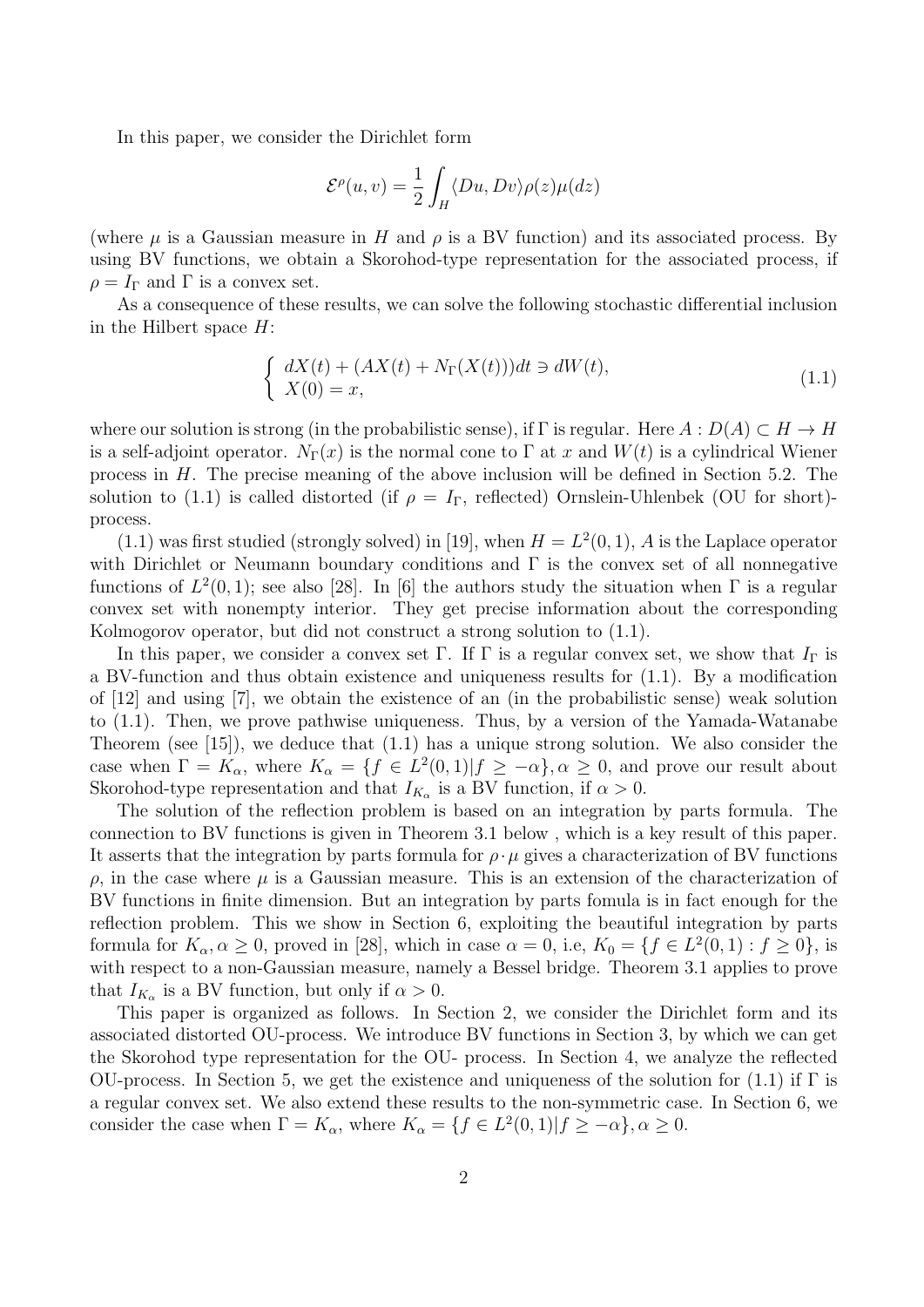In this paper, we consider the Dirichlet form

$$\mathcal{E}^{\rho}(u,v)=\frac{1}{2}\int_H \langle Du, Dv\rangle \rho(z)\mu(dz)$$

(where $\mu$ is a Gaussian measure in $H$ and $\rho$ is a BV function) and its associated process. By using BV functions, we obtain a Skorohod-type representation for the associated process, if $\rho = I_\Gamma$ and $\Gamma$ is a convex set.

As a consequence of these results, we can solve the following stochastic differential inclusion in the Hilbert space $H$:

$$\begin{cases} dX(t) + (AX(t) + N_\Gamma(X(t)))dt \ni dW(t), \\ X(0) = x, \end{cases} \tag{1.1}$$

where our solution is strong (in the probabilistic sense), if $\Gamma$ is regular. Here $A : D(A) \subset H \to H$ is a self-adjoint operator. $N_\Gamma(x)$ is the normal cone to $\Gamma$ at $x$ and $W(t)$ is a cylindrical Wiener process in $H$. The precise meaning of the above inclusion will be defined in Section 5.2. The solution to (1.1) is called distorted (if $\rho = I_\Gamma$, reflected) Ornslein-Uhlenbek (OU for short)-process.

(1.1) was first studied (strongly solved) in [19], when $H = L^2(0,1)$, $A$ is the Laplace operator with Dirichlet or Neumann boundary conditions and $\Gamma$ is the convex set of all nonnegative functions of $L^2(0,1)$; see also [28]. In [6] the authors study the situation when $\Gamma$ is a regular convex set with nonempty interior. They get precise information about the corresponding Kolmogorov operator, but did not construct a strong solution to (1.1).

In this paper, we consider a convex set $\Gamma$. If $\Gamma$ is a regular convex set, we show that $I_\Gamma$ is a BV-function and thus obtain existence and uniqueness results for (1.1). By a modification of [12] and using [7], we obtain the existence of an (in the probabilistic sense) weak solution to (1.1). Then, we prove pathwise uniqueness. Thus, by a version of the Yamada-Watanabe Theorem (see [15]), we deduce that (1.1) has a unique strong solution. We also consider the case when $\Gamma = K_\alpha$, where $K_\alpha = \{f \in L^2(0,1) | f \geq -\alpha\}, \alpha \geq 0$, and prove our result about Skorohod-type representation and that $I_{K_\alpha}$ is a BV function, if $\alpha > 0$.

The solution of the reflection problem is based on an integration by parts formula. The connection to BV functions is given in Theorem 3.1 below , which is a key result of this paper. It asserts that the integration by parts formula for $\rho \cdot \mu$ gives a characterization of BV functions $\rho$, in the case where $\mu$ is a Gaussian measure. This is an extension of the characterization of BV functions in finite dimension. But an integration by parts fomula is in fact enough for the reflection problem. This we show in Section 6, exploiting the beautiful integration by parts formula for $K_\alpha, \alpha \geq 0$, proved in [28], which in case $\alpha = 0$, i.e, $K_0 = \{f \in L^2(0,1) : f \geq 0\}$, is with respect to a non-Gaussian measure, namely a Bessel bridge. Theorem 3.1 applies to prove that $I_{K_\alpha}$ is a BV function, but only if $\alpha > 0$.

This paper is organized as follows. In Section 2, we consider the Dirichlet form and its associated distorted OU-process. We introduce BV functions in Section 3, by which we can get the Skorohod type representation for the OU- process. In Section 4, we analyze the reflected OU-process. In Section 5, we get the existence and uniqueness of the solution for (1.1) if $\Gamma$ is a regular convex set. We also extend these results to the non-symmetric case. In Section 6, we consider the case when $\Gamma = K_\alpha$, where $K_\alpha = \{f \in L^2(0,1) | f \geq -\alpha\}, \alpha \geq 0$.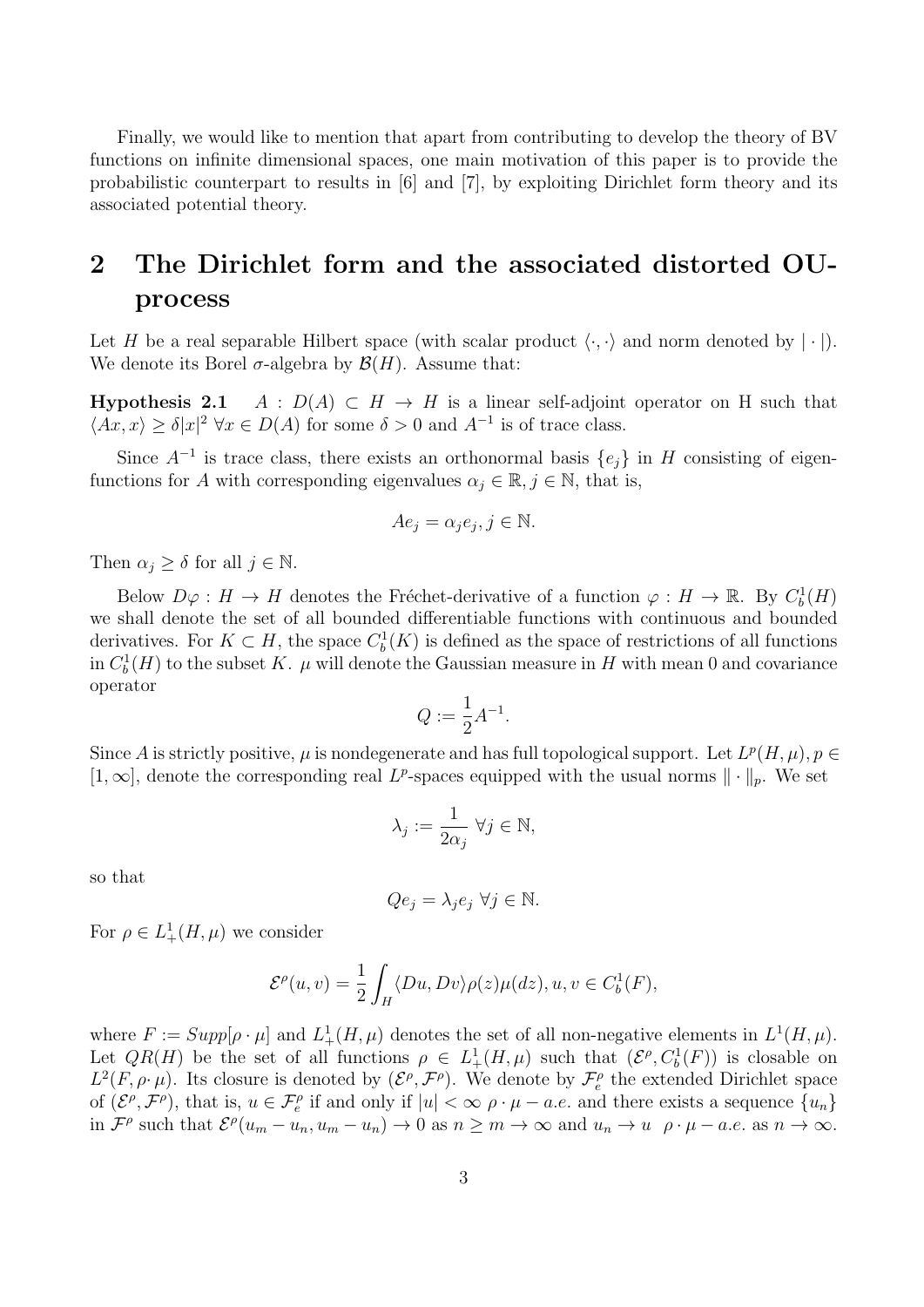Finally, we would like to mention that apart from contributing to develop the theory of BV functions on infinite dimensional spaces, one main motivation of this paper is to provide the probabilistic counterpart to results in [6] and [7], by exploiting Dirichlet form theory and its associated potential theory.

## 2 The Dirichlet form and the associated distorted OU-process

Let $H$ be a real separable Hilbert space (with scalar product $\langle \cdot, \cdot \rangle$ and norm denoted by $|\cdot|$). We denote its Borel $\sigma$-algebra by $\mathcal{B}(H)$. Assume that:

**Hypothesis 2.1** $A : D(A) \subset H \to H$ is a linear self-adjoint operator on H such that $\langle Ax, x\rangle \geq \delta |x|^2 \ \forall x \in D(A)$ for some $\delta > 0$ and $A^{-1}$ is of trace class.

Since $A^{-1}$ is trace class, there exists an orthonormal basis $\{e_j\}$ in $H$ consisting of eigenfunctions for $A$ with corresponding eigenvalues $\alpha_j \in \mathbb{R}, j \in \mathbb{N}$, that is,

$$Ae_j = \alpha_j e_j, j \in \mathbb{N}.$$

Then $\alpha_j \geq \delta$ for all $j \in \mathbb{N}$.

Below $D\varphi : H \to H$ denotes the Fréchet-derivative of a function $\varphi : H \to \mathbb{R}$. By $C_b^1(H)$ we shall denote the set of all bounded differentiable functions with continuous and bounded derivatives. For $K \subset H$, the space $C_b^1(K)$ is defined as the space of restrictions of all functions in $C_b^1(H)$ to the subset $K$. $\mu$ will denote the Gaussian measure in $H$ with mean 0 and covariance operator

$$Q := \frac{1}{2} A^{-1}.$$

Since $A$ is strictly positive, $\mu$ is nondegenerate and has full topological support. Let $L^p(H, \mu), p \in [1, \infty]$, denote the corresponding real $L^p$-spaces equipped with the usual norms $\| \cdot \|_p$. We set

$$\lambda_j := \frac{1}{2\alpha_j} \ \forall j \in \mathbb{N},$$

so that

$$Qe_j = \lambda_j e_j \ \forall j \in \mathbb{N}.$$

For $\rho \in L_+^1(H, \mu)$ we consider

$$\mathcal{E}^\rho(u, v) = \frac{1}{2} \int_H \langle Du, Dv \rangle \rho(z) \mu(dz), u, v \in C_b^1(F),$$

where $F := Supp[\rho \cdot \mu]$ and $L_+^1(H, \mu)$ denotes the set of all non-negative elements in $L^1(H, \mu)$. Let $QR(H)$ be the set of all functions $\rho \in L_+^1(H, \mu)$ such that $(\mathcal{E}^\rho, C_b^1(F))$ is closable on $L^2(F, \rho \cdot \mu)$. Its closure is denoted by $(\mathcal{E}^\rho, \mathcal{F}^\rho)$. We denote by $\mathcal{F}_e^\rho$ the extended Dirichlet space of $(\mathcal{E}^\rho, \mathcal{F}^\rho)$, that is, $u \in \mathcal{F}_e^\rho$ if and only if $|u| < \infty \ \rho \cdot \mu - a.e.$ and there exists a sequence $\{u_n\}$ in $\mathcal{F}^\rho$ such that $\mathcal{E}^\rho(u_m - u_n, u_m - u_n) \to 0$ as $n \geq m \to \infty$ and $u_n \to u \ \ \rho \cdot \mu - a.e.$ as $n \to \infty$.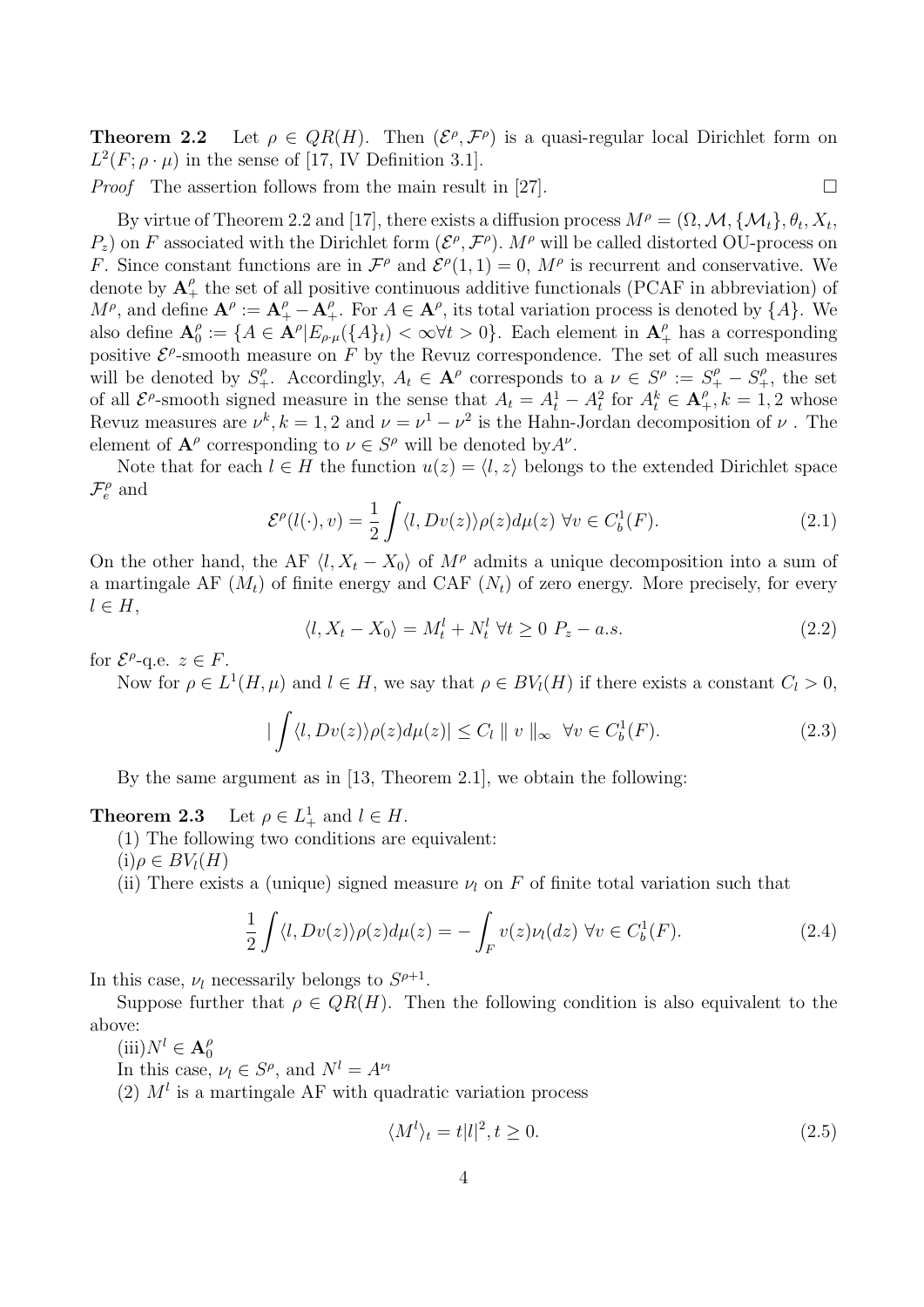**Theorem 2.2** Let $\rho \in QR(H)$. Then $(\mathcal{E}^\rho, \mathcal{F}^\rho)$ is a quasi-regular local Dirichlet form on $L^2(F; \rho \cdot \mu)$ in the sense of [17, IV Definition 3.1].

*Proof* The assertion follows from the main result in [27]. $\square$

By virtue of Theorem 2.2 and [17], there exists a diffusion process $M^\rho = (\Omega, \mathcal{M}, \{\mathcal{M}_t\}, \theta_t, X_t, P_z)$ on $F$ associated with the Dirichlet form $(\mathcal{E}^\rho, \mathcal{F}^\rho)$. $M^\rho$ will be called distorted OU-process on $F$. Since constant functions are in $\mathcal{F}^\rho$ and $\mathcal{E}^\rho(1, 1) = 0$, $M^\rho$ is recurrent and conservative. We denote by $\mathbf{A}^\rho_+$ the set of all positive continuous additive functionals (PCAF in abbreviation) of $M^\rho$, and define $\mathbf{A}^\rho := \mathbf{A}^\rho_+ - \mathbf{A}^\rho_+$. For $A \in \mathbf{A}^\rho$, its total variation process is denoted by $\{A\}$. We also define $\mathbf{A}^\rho_0 := \{A \in \mathbf{A}^\rho | E_{\rho \cdot \mu}(\{A\}_t) < \infty \forall t > 0\}$. Each element in $\mathbf{A}^\rho_+$ has a corresponding positive $\mathcal{E}^\rho$-smooth measure on $F$ by the Revuz correspondence. The set of all such measures will be denoted by $S^\rho_+$. Accordingly, $A_t \in \mathbf{A}^\rho$ corresponds to a $\nu \in S^\rho := S^\rho_+ - S^\rho_+$, the set of all $\mathcal{E}^\rho$-smooth signed measure in the sense that $A_t = A^1_t - A^2_t$ for $A^k_t \in \mathbf{A}^\rho_+, k = 1, 2$ whose Revuz measures are $\nu^k, k = 1, 2$ and $\nu = \nu^1 - \nu^2$ is the Hahn-Jordan decomposition of $\nu$ . The element of $\mathbf{A}^\rho$ corresponding to $\nu \in S^\rho$ will be denoted by$A^\nu$.

Note that for each $l \in H$ the function $u(z) = \langle l, z\rangle$ belongs to the extended Dirichlet space $\mathcal{F}^\rho_e$ and

$$\mathcal{E}^\rho(l(\cdot), v) = \frac{1}{2} \int \langle l, Dv(z)\rangle \rho(z) d\mu(z) \ \forall v \in C^1_b(F). \tag{2.1}$$

On the other hand, the AF $\langle l, X_t - X_0\rangle$ of $M^\rho$ admits a unique decomposition into a sum of a martingale AF $(M_t)$ of finite energy and CAF $(N_t)$ of zero energy. More precisely, for every $l \in H$,

$$\langle l, X_t - X_0\rangle = M^l_t + N^l_t \ \forall t \geq 0 \ P_z - a.s. \tag{2.2}$$

for $\mathcal{E}^\rho$-q.e. $z \in F$.

Now for $\rho \in L^1(H, \mu)$ and $l \in H$, we say that $\rho \in BV_l(H)$ if there exists a constant $C_l > 0$,

$$|\int \langle l, Dv(z)\rangle \rho(z) d\mu(z)| \leq C_l \parallel v \parallel_\infty \ \forall v \in C^1_b(F). \tag{2.3}$$

By the same argument as in [13, Theorem 2.1], we obtain the following:

**Theorem 2.3** Let $\rho \in L^1_+$ and $l \in H$.

(1) The following two conditions are equivalent:

(i)$\rho \in BV_l(H)$

(ii) There exists a (unique) signed measure $\nu_l$ on $F$ of finite total variation such that

$$\frac{1}{2} \int \langle l, Dv(z)\rangle \rho(z) d\mu(z) = - \int_F v(z) \nu_l(dz) \ \forall v \in C^1_b(F). \tag{2.4}$$

In this case, $\nu_l$ necessarily belongs to $S^{\rho+1}$.

Suppose further that $\rho \in QR(H)$. Then the following condition is also equivalent to the above:

(iii)$N^l \in \mathbf{A}^\rho_0$

In this case, $\nu_l \in S^\rho$, and $N^l = A^{\nu_l}$

(2) $M^l$ is a martingale AF with quadratic variation process

$$\langle M^l\rangle_t = t|l|^2, t \geq 0. \tag{2.5}$$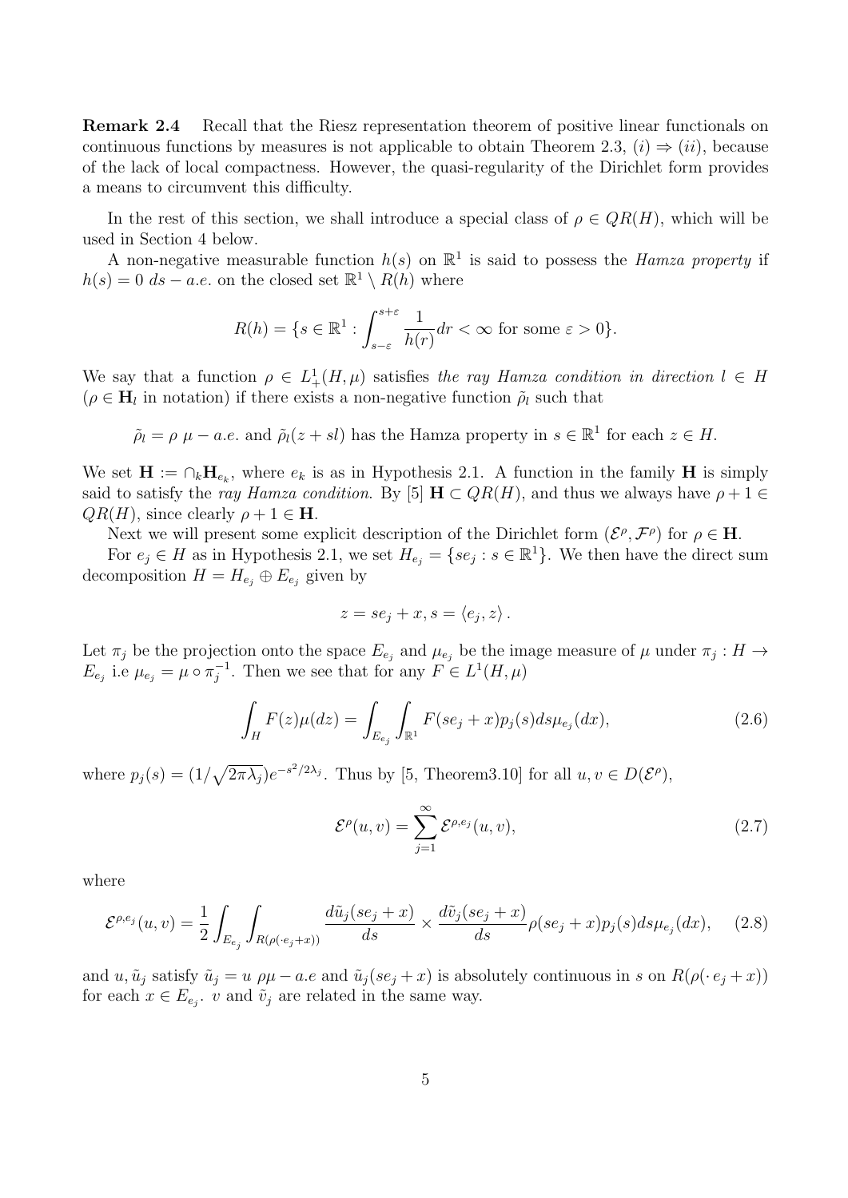**Remark 2.4** Recall that the Riesz representation theorem of positive linear functionals on continuous functions by measures is not applicable to obtain Theorem 2.3, $(i) \Rightarrow (ii)$, because of the lack of local compactness. However, the quasi-regularity of the Dirichlet form provides a means to circumvent this difficulty.

In the rest of this section, we shall introduce a special class of $\rho \in QR(H)$, which will be used in Section 4 below.

A non-negative measurable function $h(s)$ on $\mathbb{R}^1$ is said to possess the *Hamza property* if $h(s) = 0 \ ds - a.e.$ on the closed set $\mathbb{R}^1 \setminus R(h)$ where

$$R(h) = \{s \in \mathbb{R}^1 : \int_{s-\varepsilon}^{s+\varepsilon} \frac{1}{h(r)} dr < \infty \text{ for some } \varepsilon > 0\}.$$

We say that a function $\rho \in L^1_+(H, \mu)$ satisfies *the ray Hamza condition in direction* $l \in H$ ($\rho \in \mathbf{H}_l$ in notation) if there exists a non-negative function $\tilde{\rho}_l$ such that

$$\tilde{\rho}_l = \rho \ \mu - a.e. \text{ and } \tilde{\rho}_l(z + sl) \text{ has the Hamza property in } s \in \mathbb{R}^1 \text{ for each } z \in H.$$

We set $\mathbf{H} := \cap_k \mathbf{H}_{e_k}$, where $e_k$ is as in Hypothesis 2.1. A function in the family $\mathbf{H}$ is simply said to satisfy the *ray Hamza condition*. By [5] $\mathbf{H} \subset QR(H)$, and thus we always have $\rho + 1 \in QR(H)$, since clearly $\rho + 1 \in \mathbf{H}$.

Next we will present some explicit description of the Dirichlet form $(\mathcal{E}^\rho, \mathcal{F}^\rho)$ for $\rho \in \mathbf{H}$.

For $e_j \in H$ as in Hypothesis 2.1, we set $H_{e_j} = \{se_j : s \in \mathbb{R}^1\}$. We then have the direct sum decomposition $H = H_{e_j} \oplus E_{e_j}$ given by

$$z = se_j + x, s = \langle e_j, z \rangle .$$

Let $\pi_j$ be the projection onto the space $E_{e_j}$ and $\mu_{e_j}$ be the image measure of $\mu$ under $\pi_j : H \to E_{e_j}$ i.e $\mu_{e_j} = \mu \circ \pi_j^{-1}$. Then we see that for any $F \in L^1(H, \mu)$

$$\int_H F(z)\mu(dz) = \int_{E_{e_j}} \int_{\mathbb{R}^1} F(se_j + x) p_j(s) ds \mu_{e_j}(dx), \tag{2.6}$$

where $p_j(s) = (1/\sqrt{2\pi\lambda_j}) e^{-s^2/2\lambda_j}$. Thus by [5, Theorem3.10] for all $u, v \in D(\mathcal{E}^\rho)$,

$$\mathcal{E}^\rho(u, v) = \sum_{j=1}^{\infty} \mathcal{E}^{\rho, e_j}(u, v), \tag{2.7}$$

where

$$\mathcal{E}^{\rho, e_j}(u, v) = \frac{1}{2} \int_{E_{e_j}} \int_{R(\rho(\cdot e_j + x))} \frac{d\tilde{u}_j(se_j + x)}{ds} \times \frac{d\tilde{v}_j(se_j + x)}{ds} \rho(se_j + x) p_j(s) ds \mu_{e_j}(dx), \tag{2.8}$$

and $u, \tilde{u}_j$ satisfy $\tilde{u}_j = u \ \rho\mu - a.e$ and $\tilde{u}_j(se_j + x)$ is absolutely continuous in $s$ on $R(\rho(\cdot e_j + x))$ for each $x \in E_{e_j}$. $v$ and $\tilde{v}_j$ are related in the same way.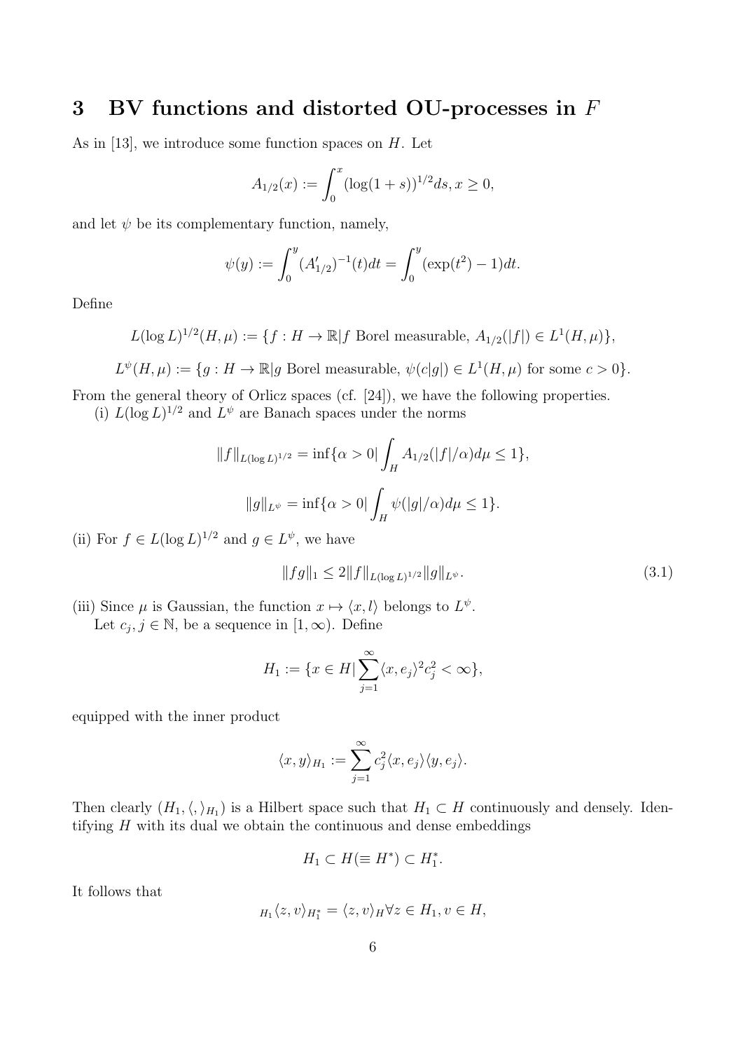# 3 BV functions and distorted OU-processes in $F$

As in [13], we introduce some function spaces on $H$. Let

$$A_{1/2}(x) := \int_0^x (\log(1+s))^{1/2} ds, x \geq 0,$$

and let $\psi$ be its complementary function, namely,

$$\psi(y) := \int_0^y (A'_{1/2})^{-1}(t) dt = \int_0^y (\exp(t^2) - 1) dt.$$

Define

$$L(\log L)^{1/2}(H, \mu) := \{f : H \to \mathbb{R} | f \text{ Borel measurable}, A_{1/2}(|f|) \in L^1(H, \mu)\},$$

$$L^\psi(H, \mu) := \{g : H \to \mathbb{R} | g \text{ Borel measurable}, \psi(c|g|) \in L^1(H, \mu) \text{ for some } c > 0\}.$$

From the general theory of Orlicz spaces (cf. [24]), we have the following properties.

(i) $L(\log L)^{1/2}$ and $L^\psi$ are Banach spaces under the norms

$$\|f\|_{L(\log L)^{1/2}} = \inf\{\alpha > 0 | \int_H A_{1/2}(|f|/\alpha) d\mu \leq 1\},$$

$$\|g\|_{L^\psi} = \inf\{\alpha > 0 | \int_H \psi(|g|/\alpha) d\mu \leq 1\}.$$

(ii) For $f \in L(\log L)^{1/2}$ and $g \in L^\psi$, we have

$$\|fg\|_1 \leq 2\|f\|_{L(\log L)^{1/2}} \|g\|_{L^\psi}. \tag{3.1}$$

(iii) Since $\mu$ is Gaussian, the function $x \mapsto \langle x, l \rangle$ belongs to $L^\psi$.

Let $c_j, j \in \mathbb{N}$, be a sequence in $[1, \infty)$. Define

$$H_1 := \{x \in H | \sum_{j=1}^\infty \langle x, e_j \rangle^2 c_j^2 < \infty\},$$

equipped with the inner product

$$\langle x, y \rangle_{H_1} := \sum_{j=1}^\infty c_j^2 \langle x, e_j \rangle \langle y, e_j \rangle.$$

Then clearly $(H_1, \langle , \rangle_{H_1})$ is a Hilbert space such that $H_1 \subset H$ continuously and densely. Identifying $H$ with its dual we obtain the continuous and dense embeddings

$$H_1 \subset H (\equiv H^*) \subset H_1^*.$$

It follows that

$${}_{H_1}\langle z, v \rangle_{H_1^*} = \langle z, v \rangle_H \forall z \in H_1, v \in H,$$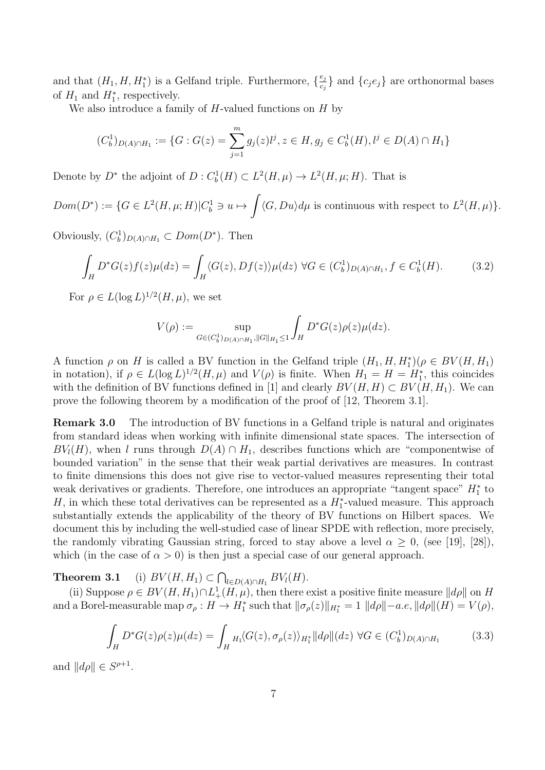and that $(H_1, H, H_1^*)$ is a Gelfand triple. Furthermore, $\{\frac{e_j}{c_j}\}$ and $\{c_j e_j\}$ are orthonormal bases of $H_1$ and $H_1^*$, respectively.

We also introduce a family of $H$-valued functions on $H$ by

$$(C_b^1)_{D(A)\cap H_1} := \{G : G(z) = \sum_{j=1}^{m} g_j(z) l^j, z \in H, g_j \in C_b^1(H), l^j \in D(A) \cap H_1\}$$

Denote by $D^*$ the adjoint of $D : C_b^1(H) \subset L^2(H, \mu) \to L^2(H, \mu; H)$. That is

$$Dom(D^*) := \{G \in L^2(H, \mu; H) | C_b^1 \ni u \mapsto \int \langle G, Du \rangle d\mu \text{ is continuous with respect to } L^2(H, \mu)\}.$$

Obviously, $(C_b^1)_{D(A)\cap H_1} \subset Dom(D^*)$. Then

$$\int_H D^* G(z) f(z) \mu(dz) = \int_H \langle G(z), Df(z) \rangle \mu(dz) \ \forall G \in (C_b^1)_{D(A)\cap H_1}, f \in C_b^1(H). \tag{3.2}$$

For $\rho \in L(\log L)^{1/2}(H, \mu)$, we set

$$V(\rho) := \sup_{G \in (C_b^1)_{D(A)\cap H_1}, \|G\|_{H_1} \leq 1} \int_H D^* G(z) \rho(z) \mu(dz).$$

A function $\rho$ on $H$ is called a BV function in the Gelfand triple $(H_1, H, H_1^*)$($\rho \in BV(H, H_1)$ in notation), if $\rho \in L(\log L)^{1/2}(H, \mu)$ and $V(\rho)$ is finite. When $H_1 = H = H_1^*$, this coincides with the definition of BV functions defined in [1] and clearly $BV(H, H) \subset BV(H, H_1)$. We can prove the following theorem by a modification of the proof of [12, Theorem 3.1].

**Remark 3.0** The introduction of BV functions in a Gelfand triple is natural and originates from standard ideas when working with infinite dimensional state spaces. The intersection of $BV_l(H)$, when $l$ runs through $D(A) \cap H_1$, describes functions which are "componentwise of bounded variation" in the sense that their weak partial derivatives are measures. In contrast to finite dimensions this does not give rise to vector-valued measures representing their total weak derivatives or gradients. Therefore, one introduces an appropriate "tangent space" $H_1^*$ to $H$, in which these total derivatives can be represented as a $H_1^*$-valued measure. This approach substantially extends the applicability of the theory of BV functions on Hilbert spaces. We document this by including the well-studied case of linear SPDE with reflection, more precisely, the randomly vibrating Gaussian string, forced to stay above a level $\alpha \geq 0$, (see [19], [28]), which (in the case of $\alpha > 0$) is then just a special case of our general approach.

**Theorem 3.1** (i) $BV(H, H_1) \subset \bigcap_{l \in D(A)\cap H_1} BV_l(H)$.

(ii) Suppose $\rho \in BV(H, H_1) \cap L_+^1(H, \mu)$, then there exist a positive finite measure $\|d\rho\|$ on $H$ and a Borel-measurable map $\sigma_\rho : H \to H_1^*$ such that $\|\sigma_\rho(z)\|_{H_1^*} = 1$ $\|d\rho\|-a.e$, $\|d\rho\|(H) = V(\rho)$,

$$\int_H D^* G(z) \rho(z) \mu(dz) = \int_H {}_{H_1}\langle G(z), \sigma_\rho(z) \rangle_{H_1^*} \|d\rho\|(dz) \ \forall G \in (C_b^1)_{D(A)\cap H_1} \tag{3.3}$$

and $\|d\rho\| \in S^{\rho+1}$.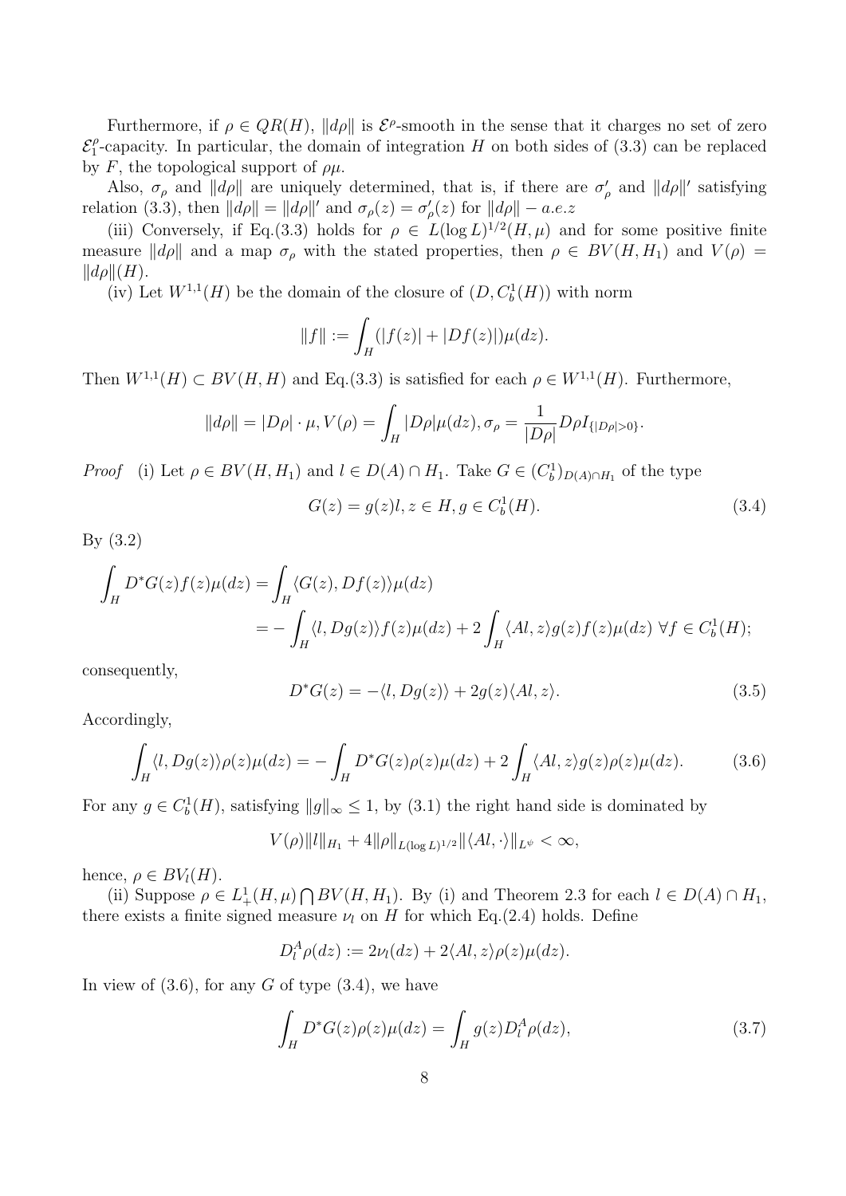Furthermore, if $\rho \in QR(H)$, $\|d\rho\|$ is $\mathcal{E}^{\rho}$-smooth in the sense that it charges no set of zero $\mathcal{E}_1^{\rho}$-capacity. In particular, the domain of integration $H$ on both sides of (3.3) can be replaced by $F$, the topological support of $\rho\mu$.

Also, $\sigma_\rho$ and $\|d\rho\|$ are uniquely determined, that is, if there are $\sigma'_\rho$ and $\|d\rho\|'$ satisfying relation (3.3), then $\|d\rho\| = \|d\rho\|'$ and $\sigma_\rho(z) = \sigma'_\rho(z)$ for $\|d\rho\| - a.e.z$

(iii) Conversely, if Eq.(3.3) holds for $\rho \in L(\log L)^{1/2}(H,\mu)$ and for some positive finite measure $\|d\rho\|$ and a map $\sigma_\rho$ with the stated properties, then $\rho \in BV(H, H_1)$ and $V(\rho) = \|d\rho\|(H)$.

(iv) Let $W^{1,1}(H)$ be the domain of the closure of $(D, C_b^1(H))$ with norm

$$\|f\| := \int_H (|f(z)| + |Df(z)|)\mu(dz).$$

Then $W^{1,1}(H) \subset BV(H,H)$ and Eq.(3.3) is satisfied for each $\rho \in W^{1,1}(H)$. Furthermore,

$$\|d\rho\| = |D\rho| \cdot \mu, V(\rho) = \int_H |D\rho|\mu(dz), \sigma_\rho = \frac{1}{|D\rho|} D\rho I_{\{|D\rho|>0\}}.$$

*Proof* (i) Let $\rho \in BV(H, H_1)$ and $l \in D(A) \cap H_1$. Take $G \in (C_b^1)_{D(A)\cap H_1}$ of the type

$$G(z) = g(z)l, z \in H, g \in C_b^1(H). \tag{3.4}$$

By (3.2)

$$\begin{aligned}\int_H D^*G(z)f(z)\mu(dz) &= \int_H \langle G(z), Df(z)\rangle \mu(dz)\\ &= -\int_H \langle l, Dg(z)\rangle f(z)\mu(dz) + 2\int_H \langle Al, z\rangle g(z)f(z)\mu(dz) \ \forall f \in C_b^1(H);\end{aligned}$$

consequently,

$$D^*G(z) = -\langle l, Dg(z)\rangle + 2g(z)\langle Al, z\rangle. \tag{3.5}$$

Accordingly,

$$\int_H \langle l, Dg(z)\rangle \rho(z)\mu(dz) = -\int_H D^*G(z)\rho(z)\mu(dz) + 2\int_H \langle Al, z\rangle g(z)\rho(z)\mu(dz). \tag{3.6}$$

For any $g \in C_b^1(H)$, satisfying $\|g\|_\infty \le 1$, by (3.1) the right hand side is dominated by

$$V(\rho)\|l\|_{H_1} + 4\|\rho\|_{L(\log L)^{1/2}} \|\langle Al, \cdot\rangle\|_{L^\psi} < \infty,$$

hence, $\rho \in BV_l(H)$.

(ii) Suppose $\rho \in L_+^1(H,\mu) \bigcap BV(H,H_1)$. By (i) and Theorem 2.3 for each $l \in D(A) \cap H_1$, there exists a finite signed measure $\nu_l$ on $H$ for which Eq.(2.4) holds. Define

$$D_l^A \rho(dz) := 2\nu_l(dz) + 2\langle Al, z\rangle \rho(z)\mu(dz).$$

In view of (3.6), for any $G$ of type (3.4), we have

$$\int_H D^*G(z)\rho(z)\mu(dz) = \int_H g(z) D_l^A \rho(dz), \tag{3.7}$$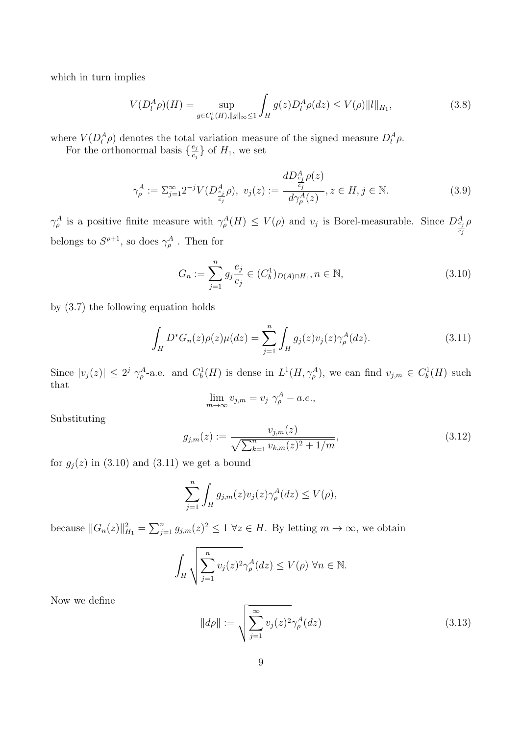which in turn implies

$$
V(D_l^A \rho)(H) = \sup_{g \in C_b^1(H), \|g\|_\infty \le 1} \int_H g(z) D_l^A \rho(dz) \le V(\rho) \|l\|_{H_1}, \tag{3.8}
$$

where $V(D_l^A \rho)$ denotes the total variation measure of the signed measure $D_l^A \rho$.

For the orthonormal basis $\{\frac{e_j}{c_j}\}$ of $H_1$, we set

$$
\gamma_\rho^A := \Sigma_{j=1}^\infty 2^{-j} V(D_{\frac{e_j}{c_j}}^A \rho), \ v_j(z) := \frac{dD_{\frac{e_j}{c_j}}^A \rho(z)}{d\gamma_\rho^A(z)}, z \in H, j \in \mathbb{N}. \tag{3.9}
$$

$\gamma_\rho^A$ is a positive finite measure with $\gamma_\rho^A(H) \le V(\rho)$ and $v_j$ is Borel-measurable. Since $D_{\frac{e_j}{c_j}}^A \rho$ belongs to $S^{\rho+1}$, so does $\gamma_\rho^A$ . Then for

$$
G_n := \sum_{j=1}^n g_j \frac{e_j}{c_j} \in (C_b^1)_{D(A) \cap H_1}, n \in \mathbb{N}, \tag{3.10}
$$

by (3.7) the following equation holds

$$
\int_H D^* G_n(z) \rho(z) \mu(dz) = \sum_{j=1}^n \int_H g_j(z) v_j(z) \gamma_\rho^A(dz). \tag{3.11}
$$

Since $|v_j(z)| \le 2^j \ \gamma_\rho^A$-a.e. and $C_b^1(H)$ is dense in $L^1(H, \gamma_\rho^A)$, we can find $v_{j,m} \in C_b^1(H)$ such that

$$
\lim_{m \to \infty} v_{j,m} = v_j \ \gamma_\rho^A - a.e.,
$$

Substituting

$$
g_{j,m}(z) := \frac{v_{j,m}(z)}{\sqrt{\sum_{k=1}^n v_{k,m}(z)^2 + 1/m}}, \tag{3.12}
$$

for $g_j(z)$ in (3.10) and (3.11) we get a bound

$$
\sum_{j=1}^n \int_H g_{j,m}(z) v_j(z) \gamma_\rho^A(dz) \le V(\rho),
$$

because $\|G_n(z)\|_{H_1}^2 = \sum_{j=1}^n g_{j,m}(z)^2 \le 1 \ \forall z \in H$. By letting $m \to \infty$, we obtain

$$
\int_H \sqrt{\sum_{j=1}^n v_j(z)^2} \gamma_\rho^A(dz) \le V(\rho) \ \forall n \in \mathbb{N}.
$$

Now we define

$$
\|d\rho\| := \sqrt{\sum_{j=1}^\infty v_j(z)^2} \gamma_\rho^A(dz) \tag{3.13}
$$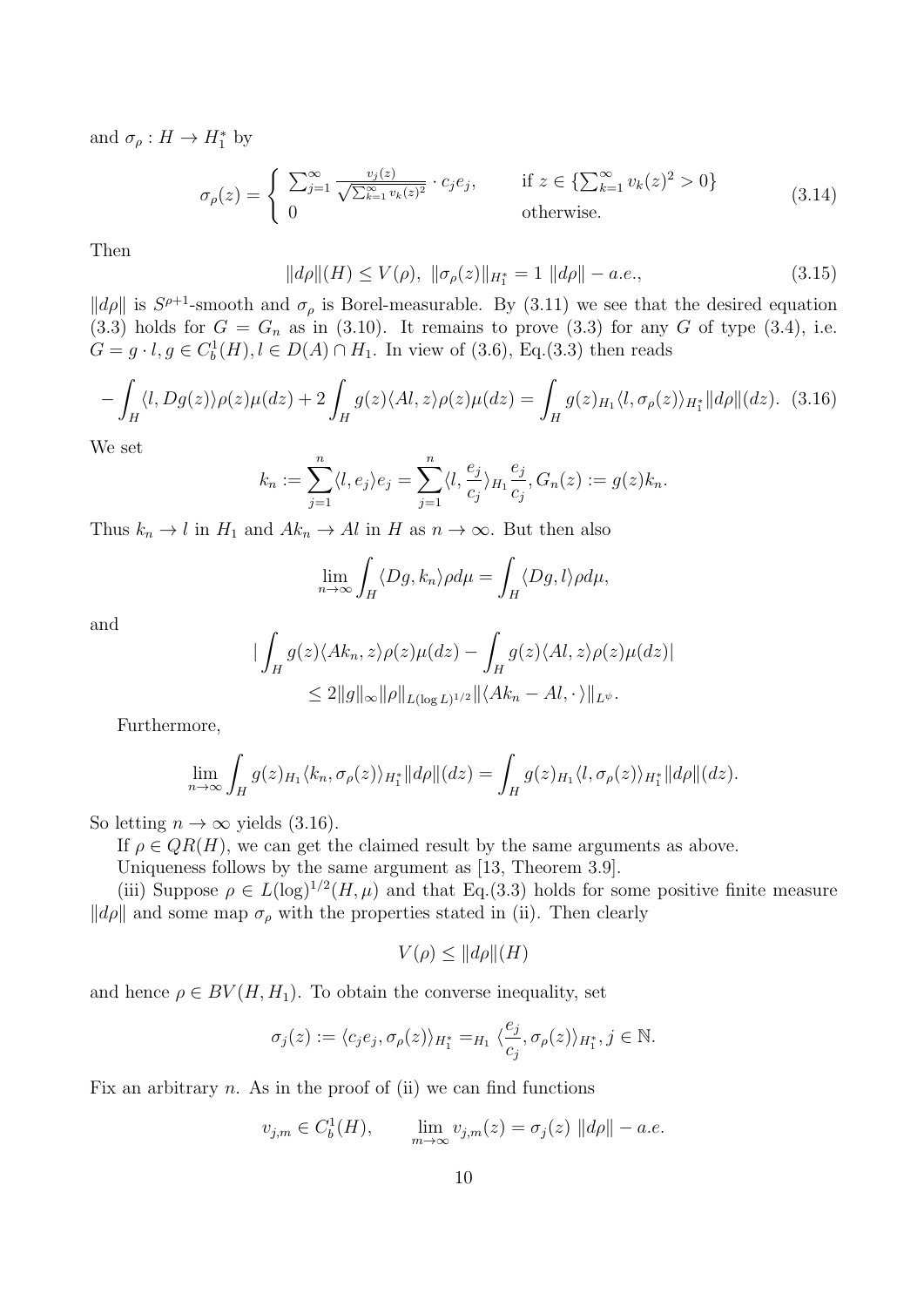and $\sigma_\rho : H \to H_1^*$ by

$$
\sigma_\rho(z) = \begin{cases} \sum_{j=1}^\infty \frac{v_j(z)}{\sqrt{\sum_{k=1}^\infty v_k(z)^2}} \cdot c_j e_j, & \text{if } z \in \{\sum_{k=1}^\infty v_k(z)^2 > 0\} \\ 0 & \text{otherwise.} \end{cases} \tag{3.14}
$$

Then

$$
\|d\rho\|(H) \leq V(\rho), \ \|\sigma_\rho(z)\|_{H_1^*} = 1 \ \|d\rho\| - a.e., \tag{3.15}
$$

$\|d\rho\|$ is $S^{\rho+1}$-smooth and $\sigma_\rho$ is Borel-measurable. By (3.11) we see that the desired equation (3.3) holds for $G = G_n$ as in (3.10). It remains to prove (3.3) for any $G$ of type (3.4), i.e. $G = g \cdot l, g \in C_b^1(H), l \in D(A) \cap H_1$. In view of (3.6), Eq.(3.3) then reads

$$
-\int_H \langle l, Dg(z) \rangle \rho(z)\mu(dz) + 2\int_H g(z)\langle Al, z \rangle \rho(z)\mu(dz) = \int_H g(z)_{H_1}\langle l, \sigma_\rho(z)\rangle_{H_1^*}\|d\rho\|(dz). \tag{3.16}
$$

We set

$$
k_n := \sum_{j=1}^n \langle l, e_j \rangle e_j = \sum_{j=1}^n \langle l, \frac{e_j}{c_j}\rangle_{H_1} \frac{e_j}{c_j}, G_n(z) := g(z)k_n.
$$

Thus $k_n \to l$ in $H_1$ and $Ak_n \to Al$ in $H$ as $n \to \infty$. But then also

$$
\lim_{n\to\infty} \int_H \langle Dg, k_n \rangle \rho d\mu = \int_H \langle Dg, l \rangle \rho d\mu,
$$

and

$$
\begin{aligned}
&|\int_H g(z)\langle Ak_n, z\rangle \rho(z)\mu(dz) - \int_H g(z)\langle Al, z\rangle\rho(z)\mu(dz)| \\
&\qquad \leq 2\|g\|_\infty \|\rho\|_{L(\log L)^{1/2}} \|\langle Ak_n - Al, \cdot\rangle\|_{L^\psi}.
\end{aligned}
$$

Furthermore,

$$
\lim_{n\to\infty} \int_H g(z)_{H_1}\langle k_n, \sigma_\rho(z)\rangle_{H_1^*}\|d\rho\|(dz) = \int_H g(z)_{H_1}\langle l, \sigma_\rho(z)\rangle_{H_1^*}\|d\rho\|(dz).
$$

So letting $n \to \infty$ yields (3.16).

If $\rho \in QR(H)$, we can get the claimed result by the same arguments as above.

Uniqueness follows by the same argument as [13, Theorem 3.9].

(iii) Suppose $\rho \in L(\log)^{1/2}(H, \mu)$ and that Eq.(3.3) holds for some positive finite measure $\|d\rho\|$ and some map $\sigma_\rho$ with the properties stated in (ii). Then clearly

$$
V(\rho) \leq \|d\rho\|(H)
$$

and hence $\rho \in BV(H, H_1)$. To obtain the converse inequality, set

$$
\sigma_j(z) := \langle c_j e_j, \sigma_\rho(z)\rangle_{H_1^*} =_{H_1} \langle \frac{e_j}{c_j}, \sigma_\rho(z)\rangle_{H_1^*}, j \in \mathbb{N}.
$$

Fix an arbitrary $n$. As in the proof of (ii) we can find functions

$$
v_{j,m} \in C_b^1(H), \qquad \lim_{m\to\infty} v_{j,m}(z) = \sigma_j(z) \ \|d\rho\| - a.e.
$$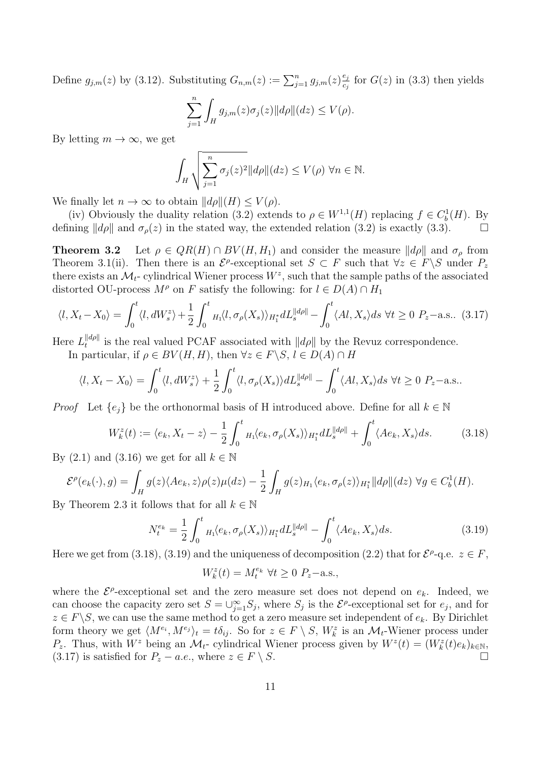Define $g_{j,m}(z)$ by (3.12). Substituting $G_{n,m}(z) := \sum_{j=1}^n g_{j,m}(z)\frac{e_j}{c_j}$ for $G(z)$ in (3.3) then yields

$$\sum_{j=1}^n \int_H g_{j,m}(z)\sigma_j(z)\|d\rho\|(dz) \le V(\rho).$$

By letting $m \to \infty$, we get

$$\int_H \sqrt{\sum_{j=1}^n \sigma_j(z)^2}\|d\rho\|(dz) \le V(\rho) \ \forall n \in \mathbb{N}.$$

We finally let $n \to \infty$ to obtain $\|d\rho\|(H) \le V(\rho)$.

(iv) Obviously the duality relation (3.2) extends to $\rho \in W^{1,1}(H)$ replacing $f \in C_b^1(H)$. By defining $\|d\rho\|$ and $\sigma_\rho(z)$ in the stated way, the extended relation (3.2) is exactly (3.3). □

**Theorem 3.2** Let $\rho \in QR(H) \cap BV(H, H_1)$ and consider the measure $\|d\rho\|$ and $\sigma_\rho$ from Theorem 3.1(ii). Then there is an $\mathcal{E}^\rho$-exceptional set $S \subset F$ such that $\forall z \in F\backslash S$ under $P_z$ there exists an $\mathcal{M}_t$- cylindrical Wiener process $W^z$, such that the sample paths of the associated distorted OU-process $M^\rho$ on $F$ satisfy the following: for $l \in D(A) \cap H_1$

$$\langle l, X_t - X_0\rangle = \int_0^t \langle l, dW_s^z\rangle + \frac{1}{2}\int_0^t {}_{H_1}\langle l, \sigma_\rho(X_s)\rangle_{H_1^*} dL_s^{\|d\rho\|} - \int_0^t \langle Al, X_s\rangle ds \ \forall t \ge 0 \ P_z\text{–a.s.}. \tag{3.17}$$

Here $L_t^{\|d\rho\|}$ is the real valued PCAF associated with $\|d\rho\|$ by the Revuz correspondence.

In particular, if $\rho \in BV(H, H)$, then $\forall z \in F\backslash S$, $l \in D(A) \cap H$

$$\langle l, X_t - X_0\rangle = \int_0^t \langle l, dW_s^z\rangle + \frac{1}{2}\int_0^t \langle l, \sigma_\rho(X_s)\rangle dL_s^{\|d\rho\|} - \int_0^t \langle Al, X_s\rangle ds \ \forall t \ge 0 \ P_z\text{–a.s.}.$$

*Proof* Let $\{e_j\}$ be the orthonormal basis of H introduced above. Define for all $k \in \mathbb{N}$

$$W_k^z(t) := \langle e_k, X_t - z\rangle - \frac{1}{2}\int_0^t {}_{H_1}\langle e_k, \sigma_\rho(X_s)\rangle_{H_1^*} dL_s^{\|d\rho\|} + \int_0^t \langle Ae_k, X_s\rangle ds. \tag{3.18}$$

By (2.1) and (3.16) we get for all $k \in \mathbb{N}$

$$\mathcal{E}^\rho(e_k(\cdot), g) = \int_H g(z)\langle Ae_k, z\rangle \rho(z)\mu(dz) - \frac{1}{2}\int_H g(z) {}_{H_1}\langle e_k, \sigma_\rho(z)\rangle_{H_1^*}\|d\rho\|(dz) \ \forall g \in C_b^1(H).$$

By Theorem 2.3 it follows that for all $k \in \mathbb{N}$

$$N_t^{e_k} = \frac{1}{2}\int_0^t {}_{H_1}\langle e_k, \sigma_\rho(X_s)\rangle_{H_1^*} dL_s^{\|d\rho\|} - \int_0^t \langle Ae_k, X_s\rangle ds. \tag{3.19}$$

Here we get from (3.18), (3.19) and the uniqueness of decomposition (2.2) that for $\mathcal{E}^\rho$-q.e. $z \in F$,

$$W_k^z(t) = M_t^{e_k} \ \forall t \ge 0 \ P_z\text{–a.s.},$$

where the $\mathcal{E}^\rho$-exceptional set and the zero measure set does not depend on $e_k$. Indeed, we can choose the capacity zero set $S = \cup_{j=1}^\infty S_j$, where $S_j$ is the $\mathcal{E}^\rho$-exceptional set for $e_j$, and for $z \in F\backslash S$, we can use the same method to get a zero measure set independent of $e_k$. By Dirichlet form theory we get $\langle M^{e_i}, M^{e_j}\rangle_t = t\delta_{ij}$. So for $z \in F \setminus S$, $W_k^z$ is an $\mathcal{M}_t$-Wiener process under $P_z$. Thus, with $W^z$ being an $\mathcal{M}_t$- cylindrical Wiener process given by $W^z(t) = (W_k^z(t)e_k)_{k\in\mathbb{N}}$, (3.17) is satisfied for $P_z - a.e.$, where $z \in F \setminus S$. □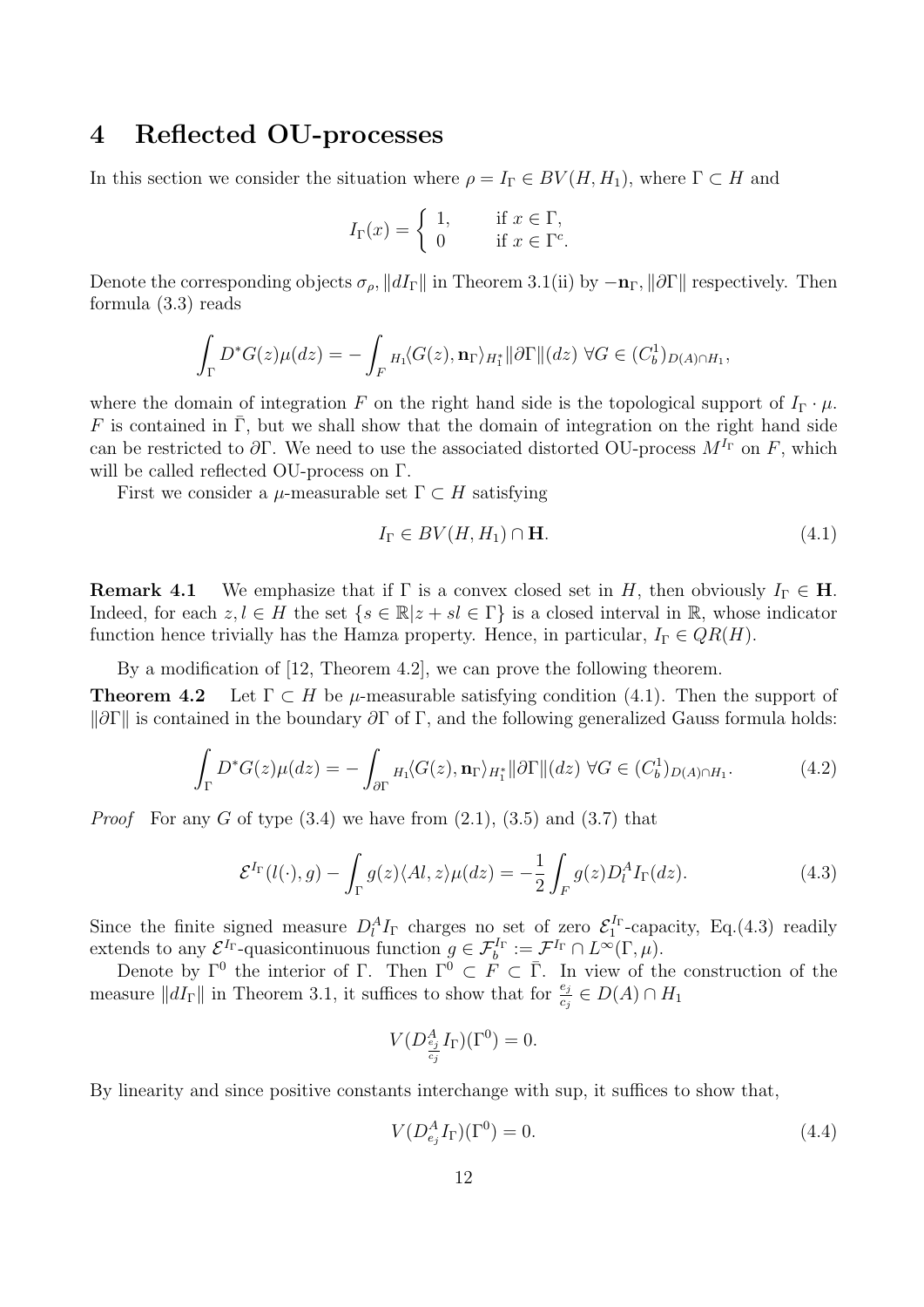# 4 Reflected OU-processes

In this section we consider the situation where $\rho = I_\Gamma \in BV(H, H_1)$, where $\Gamma \subset H$ and

$$I_\Gamma(x) = \begin{cases} 1, & \text{if } x \in \Gamma, \\ 0 & \text{if } x \in \Gamma^c. \end{cases}$$

Denote the corresponding objects $\sigma_\rho, \|dI_\Gamma\|$ in Theorem 3.1(ii) by $-\mathbf{n}_\Gamma, \|\partial\Gamma\|$ respectively. Then formula (3.3) reads

$$\int_\Gamma D^*G(z)\mu(dz) = -\int_F {}_{H_1}\langle G(z), \mathbf{n}_\Gamma\rangle_{H_1^*}\|\partial\Gamma\|(dz) \;\forall G \in (C_b^1)_{D(A)\cap H_1},$$

where the domain of integration $F$ on the right hand side is the topological support of $I_\Gamma \cdot \mu$. $F$ is contained in $\bar{\Gamma}$, but we shall show that the domain of integration on the right hand side can be restricted to $\partial\Gamma$. We need to use the associated distorted OU-process $M^{I_\Gamma}$ on $F$, which will be called reflected OU-process on $\Gamma$.

First we consider a $\mu$-measurable set $\Gamma \subset H$ satisfying

$$I_\Gamma \in BV(H, H_1) \cap \mathbf{H}. \tag{4.1}$$

**Remark 4.1** We emphasize that if $\Gamma$ is a convex closed set in $H$, then obviously $I_\Gamma \in \mathbf{H}$. Indeed, for each $z, l \in H$ the set $\{s \in \mathbb{R} | z + sl \in \Gamma\}$ is a closed interval in $\mathbb{R}$, whose indicator function hence trivially has the Hamza property. Hence, in particular, $I_\Gamma \in QR(H)$.

By a modification of [12, Theorem 4.2], we can prove the following theorem.

**Theorem 4.2** Let $\Gamma \subset H$ be $\mu$-measurable satisfying condition (4.1). Then the support of $\|\partial\Gamma\|$ is contained in the boundary $\partial\Gamma$ of $\Gamma$, and the following generalized Gauss formula holds:

$$\int_\Gamma D^*G(z)\mu(dz) = -\int_{\partial\Gamma} {}_{H_1}\langle G(z), \mathbf{n}_\Gamma\rangle_{H_1^*}\|\partial\Gamma\|(dz) \;\forall G \in (C_b^1)_{D(A)\cap H_1}. \tag{4.2}$$

*Proof* For any $G$ of type (3.4) we have from (2.1), (3.5) and (3.7) that

$$\mathcal{E}^{I_\Gamma}(l(\cdot), g) - \int_\Gamma g(z)\langle Al, z\rangle\mu(dz) = -\frac{1}{2}\int_F g(z)D_l^A I_\Gamma(dz). \tag{4.3}$$

Since the finite signed measure $D_l^A I_\Gamma$ charges no set of zero $\mathcal{E}_1^{I_\Gamma}$-capacity, Eq.(4.3) readily extends to any $\mathcal{E}^{I_\Gamma}$-quasicontinuous function $g \in \mathcal{F}_b^{I_\Gamma} := \mathcal{F}^{I_\Gamma} \cap L^\infty(\Gamma, \mu)$.

Denote by $\Gamma^0$ the interior of $\Gamma$. Then $\Gamma^0 \subset F \subset \bar{\Gamma}$. In view of the construction of the measure $\|dI_\Gamma\|$ in Theorem 3.1, it suffices to show that for $\frac{e_j}{c_j} \in D(A) \cap H_1$

$$V(D^A_{\frac{e_j}{c_j}} I_\Gamma)(\Gamma^0) = 0.$$

By linearity and since positive constants interchange with sup, it suffices to show that,

$$V(D_{e_j}^A I_\Gamma)(\Gamma^0) = 0. \tag{4.4}$$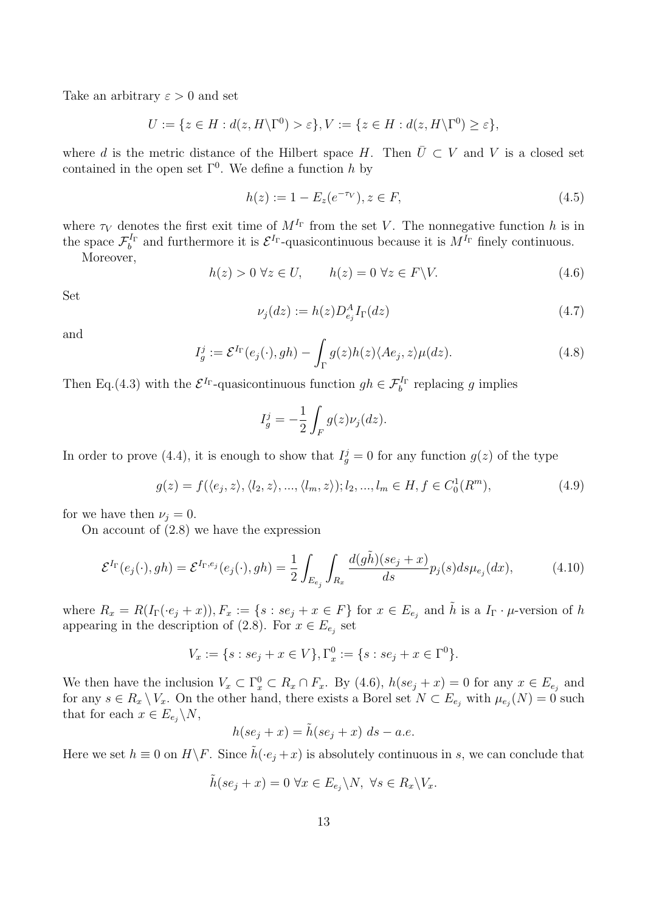Take an arbitrary $\varepsilon > 0$ and set

$$U := \{z \in H : d(z, H\backslash\Gamma^0) > \varepsilon\}, V := \{z \in H : d(z, H\backslash\Gamma^0) \geq \varepsilon\},$$

where $d$ is the metric distance of the Hilbert space $H$. Then $\bar{U} \subset V$ and $V$ is a closed set contained in the open set $\Gamma^0$. We define a function $h$ by

$$h(z) := 1 - E_z(e^{-\tau_V}), z \in F, \tag{4.5}$$

where $\tau_V$ denotes the first exit time of $M^{I_\Gamma}$ from the set $V$. The nonnegative function $h$ is in the space $\mathcal{F}_b^{I_\Gamma}$ and furthermore it is $\mathcal{E}^{I_\Gamma}$-quasicontinuous because it is $M^{I_\Gamma}$ finely continuous.

Moreover,

$$h(z) > 0 \ \forall z \in U, \qquad h(z) = 0 \ \forall z \in F\backslash V. \tag{4.6}$$

Set

$$\nu_j(dz) := h(z) D^A_{e_j} I_\Gamma(dz) \tag{4.7}$$

and

$$I^j_g := \mathcal{E}^{I_\Gamma}(e_j(\cdot), gh) - \int_\Gamma g(z)h(z)\langle Ae_j, z\rangle \mu(dz). \tag{4.8}$$

Then Eq.(4.3) with the $\mathcal{E}^{I_\Gamma}$-quasicontinuous function $gh \in \mathcal{F}_b^{I_\Gamma}$ replacing $g$ implies

$$I^j_g = -\frac{1}{2}\int_F g(z)\nu_j(dz).$$

In order to prove (4.4), it is enough to show that $I^j_g = 0$ for any function $g(z)$ of the type

$$g(z) = f(\langle e_j, z\rangle, \langle l_2, z\rangle, ..., \langle l_m, z\rangle); l_2, ..., l_m \in H, f \in C^1_0(R^m), \tag{4.9}$$

for we have then $\nu_j = 0$.

On account of (2.8) we have the expression

$$\mathcal{E}^{I_\Gamma}(e_j(\cdot), gh) = \mathcal{E}^{I_\Gamma, e_j}(e_j(\cdot), gh) = \frac{1}{2}\int_{E_{e_j}}\int_{R_x} \frac{d(g\tilde{h})(se_j + x)}{ds} p_j(s) ds \mu_{e_j}(dx), \tag{4.10}$$

where $R_x = R(I_\Gamma(\cdot e_j + x)), F_x := \{s : se_j + x \in F\}$ for $x \in E_{e_j}$ and $\tilde{h}$ is a $I_\Gamma \cdot \mu$-version of $h$ appearing in the description of (2.8). For $x \in E_{e_j}$ set

$$V_x := \{s : se_j + x \in V\}, \Gamma^0_x := \{s : se_j + x \in \Gamma^0\}.$$

We then have the inclusion $V_x \subset \Gamma^0_x \subset R_x \cap F_x$. By (4.6), $h(se_j + x) = 0$ for any $x \in E_{e_j}$ and for any $s \in R_x \setminus V_x$. On the other hand, there exists a Borel set $N \subset E_{e_j}$ with $\mu_{e_j}(N) = 0$ such that for each $x \in E_{e_j}\backslash N$,

$$h(se_j + x) = \tilde{h}(se_j + x) \ ds - a.e.$$

Here we set $h \equiv 0$ on $H\backslash F$. Since $\tilde{h}(\cdot e_j + x)$ is absolutely continuous in $s$, we can conclude that

$$\tilde{h}(se_j + x) = 0 \ \forall x \in E_{e_j}\backslash N, \ \forall s \in R_x\backslash V_x.$$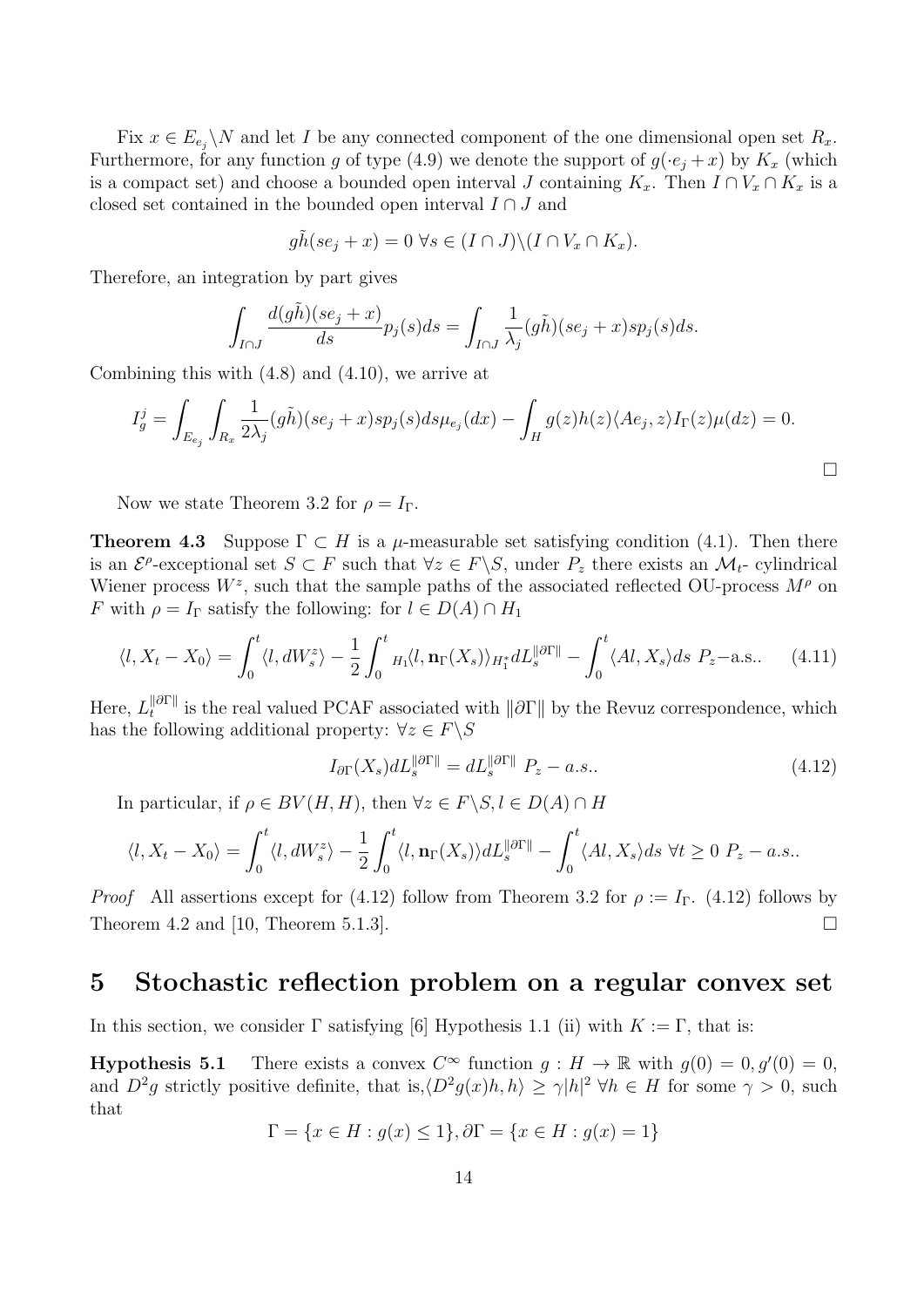Fix $x \in E_{e_j} \backslash N$ and let $I$ be any connected component of the one dimensional open set $R_x$. Furthermore, for any function $g$ of type (4.9) we denote the support of $g(\cdot e_j + x)$ by $K_x$ (which is a compact set) and choose a bounded open interval $J$ containing $K_x$. Then $I \cap V_x \cap K_x$ is a closed set contained in the bounded open interval $I \cap J$ and

$$g\tilde{h}(se_j + x) = 0 \ \forall s \in (I \cap J) \backslash (I \cap V_x \cap K_x).$$

Therefore, an integration by part gives

$$\int_{I \cap J} \frac{d(g\tilde{h})(se_j + x)}{ds} p_j(s) ds = \int_{I \cap J} \frac{1}{\lambda_j} (g\tilde{h})(se_j + x) s p_j(s) ds.$$

Combining this with (4.8) and (4.10), we arrive at

$$I_g^j = \int_{E_{e_j}} \int_{R_x} \frac{1}{2\lambda_j} (g\tilde{h})(se_j + x) s p_j(s) ds \mu_{e_j}(dx) - \int_H g(z) h(z) \langle Ae_j, z \rangle I_\Gamma(z) \mu(dz) = 0.$$

$\square$

Now we state Theorem 3.2 for $\rho = I_\Gamma$.

**Theorem 4.3** Suppose $\Gamma \subset H$ is a $\mu$-measurable set satisfying condition (4.1). Then there is an $\mathcal{E}^\rho$-exceptional set $S \subset F$ such that $\forall z \in F \backslash S$, under $P_z$ there exists an $\mathcal{M}_t$- cylindrical Wiener process $W^z$, such that the sample paths of the associated reflected OU-process $M^\rho$ on $F$ with $\rho = I_\Gamma$ satisfy the following: for $l \in D(A) \cap H_1$

$$\langle l, X_t - X_0 \rangle = \int_0^t \langle l, dW_s^z \rangle - \frac{1}{2} \int_0^t {}_{H_1}\langle l, \mathbf{n}_\Gamma(X_s) \rangle_{H_1^*} dL_s^{\|\partial\Gamma\|} - \int_0^t \langle Al, X_s \rangle ds \ P_z\text{–a.s..} \quad (4.11)$$

Here, $L_t^{\|\partial\Gamma\|}$ is the real valued PCAF associated with $\|\partial\Gamma\|$ by the Revuz correspondence, which has the following additional property: $\forall z \in F \backslash S$

$$I_{\partial\Gamma}(X_s) dL_s^{\|\partial\Gamma\|} = dL_s^{\|\partial\Gamma\|} \ P_z - a.s.. \quad (4.12)$$

In particular, if $\rho \in BV(H, H)$, then $\forall z \in F \backslash S, l \in D(A) \cap H$

$$\langle l, X_t - X_0 \rangle = \int_0^t \langle l, dW_s^z \rangle - \frac{1}{2} \int_0^t \langle l, \mathbf{n}_\Gamma(X_s) \rangle dL_s^{\|\partial\Gamma\|} - \int_0^t \langle Al, X_s \rangle ds \ \forall t \geq 0 \ P_z - a.s..$$

*Proof* All assertions except for (4.12) follow from Theorem 3.2 for $\rho := I_\Gamma$. (4.12) follows by Theorem 4.2 and [10, Theorem 5.1.3]. $\square$

## 5 Stochastic reflection problem on a regular convex set

In this section, we consider $\Gamma$ satisfying [6] Hypothesis 1.1 (ii) with $K := \Gamma$, that is:

**Hypothesis 5.1** There exists a convex $C^\infty$ function $g : H \to \mathbb{R}$ with $g(0) = 0, g'(0) = 0$, and $D^2 g$ strictly positive definite, that is, $\langle D^2 g(x) h, h \rangle \geq \gamma |h|^2 \ \forall h \in H$ for some $\gamma > 0$, such that

$$\Gamma = \{x \in H : g(x) \leq 1\}, \partial\Gamma = \{x \in H : g(x) = 1\}$$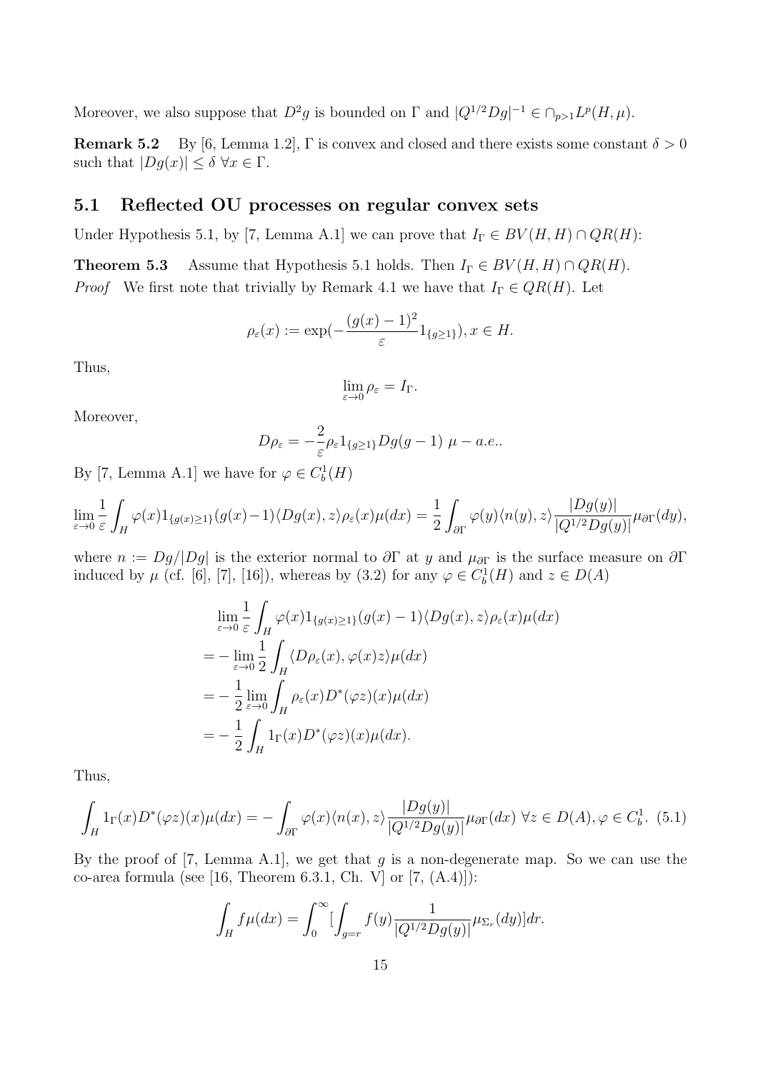Moreover, we also suppose that $D^2 g$ is bounded on $\Gamma$ and $|Q^{1/2}Dg|^{-1} \in \cap_{p>1} L^p(H,\mu)$.

**Remark 5.2** By [6, Lemma 1.2], $\Gamma$ is convex and closed and there exists some constant $\delta > 0$ such that $|Dg(x)| \leq \delta \ \forall x \in \Gamma$.

## 5.1 Reflected OU processes on regular convex sets

Under Hypothesis 5.1, by [7, Lemma A.1] we can prove that $I_\Gamma \in BV(H,H) \cap QR(H)$:

**Theorem 5.3** Assume that Hypothesis 5.1 holds. Then $I_\Gamma \in BV(H,H) \cap QR(H)$.

*Proof* We first note that trivially by Remark 4.1 we have that $I_\Gamma \in QR(H)$. Let

$$\rho_\varepsilon(x) := \exp(-\frac{(g(x)-1)^2}{\varepsilon} 1_{\{g\geq 1\}}), x \in H.$$

Thus,

$$\lim_{\varepsilon \to 0} \rho_\varepsilon = I_\Gamma.$$

Moreover,

$$D\rho_\varepsilon = -\frac{2}{\varepsilon}\rho_\varepsilon 1_{\{g\geq 1\}} Dg(g-1) \ \mu - a.e..$$

By [7, Lemma A.1] we have for $\varphi \in C_b^1(H)$

$$\lim_{\varepsilon \to 0} \frac{1}{\varepsilon} \int_H \varphi(x) 1_{\{g(x)\geq 1\}}(g(x)-1)\langle Dg(x), z\rangle \rho_\varepsilon(x)\mu(dx) = \frac{1}{2}\int_{\partial\Gamma} \varphi(y)\langle n(y), z\rangle \frac{|Dg(y)|}{|Q^{1/2}Dg(y)|}\mu_{\partial\Gamma}(dy),$$

where $n := Dg/|Dg|$ is the exterior normal to $\partial\Gamma$ at $y$ and $\mu_{\partial\Gamma}$ is the surface measure on $\partial\Gamma$ induced by $\mu$ (cf. [6], [7], [16]), whereas by (3.2) for any $\varphi \in C_b^1(H)$ and $z \in D(A)$

$$\begin{aligned}
&\lim_{\varepsilon \to 0} \frac{1}{\varepsilon} \int_H \varphi(x) 1_{\{g(x)\geq 1\}}(g(x)-1)\langle Dg(x), z\rangle \rho_\varepsilon(x)\mu(dx) \\
=& -\lim_{\varepsilon \to 0} \frac{1}{2}\int_H \langle D\rho_\varepsilon(x), \varphi(x)z\rangle \mu(dx) \\
=& -\frac{1}{2}\lim_{\varepsilon \to 0} \int_H \rho_\varepsilon(x) D^*(\varphi z)(x)\mu(dx) \\
=& -\frac{1}{2}\int_H 1_\Gamma(x) D^*(\varphi z)(x)\mu(dx).
\end{aligned}$$

Thus,

$$\int_H 1_\Gamma(x) D^*(\varphi z)(x)\mu(dx) = -\int_{\partial\Gamma} \varphi(x)\langle n(x), z\rangle \frac{|Dg(y)|}{|Q^{1/2}Dg(y)|}\mu_{\partial\Gamma}(dx) \ \forall z \in D(A), \varphi \in C_b^1. \quad (5.1)$$

By the proof of [7, Lemma A.1], we get that $g$ is a non-degenerate map. So we can use the co-area formula (see [16, Theorem 6.3.1, Ch. V] or [7, (A.4)]):

$$\int_H f\mu(dx) = \int_0^\infty [\int_{g=r} f(y)\frac{1}{|Q^{1/2}Dg(y)|}\mu_{\Sigma_r}(dy)]dr.$$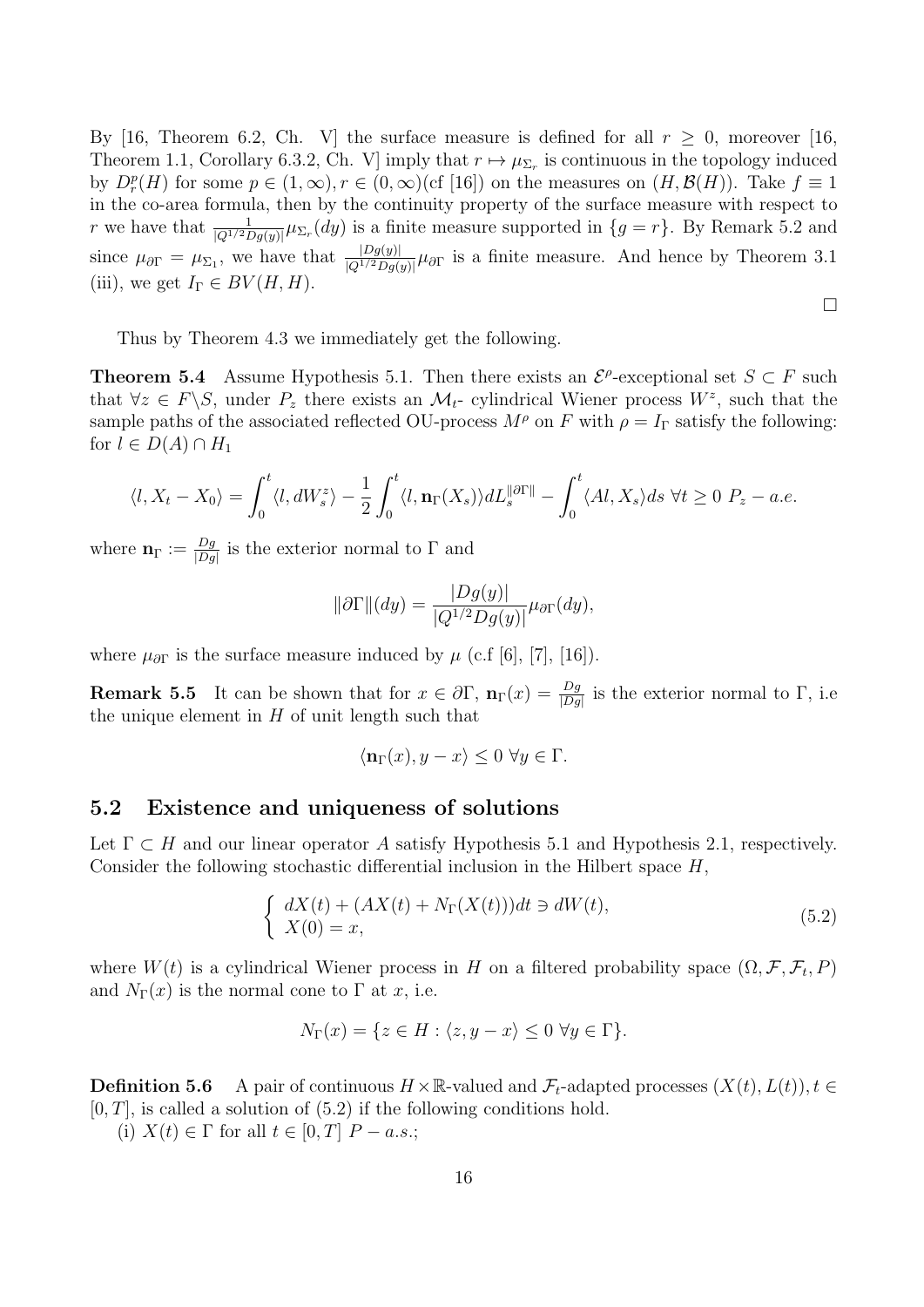By [16, Theorem 6.2, Ch. V] the surface measure is defined for all $r \geq 0$, moreover [16, Theorem 1.1, Corollary 6.3.2, Ch. V] imply that $r \mapsto \mu_{\Sigma_r}$ is continuous in the topology induced by $D_r^p(H)$ for some $p \in (1, \infty), r \in (0, \infty)$(cf [16]) on the measures on $(H, \mathcal{B}(H))$. Take $f \equiv 1$ in the co-area formula, then by the continuity property of the surface measure with respect to $r$ we have that $\frac{1}{|Q^{1/2}Dg(y)|}\mu_{\Sigma_r}(dy)$ is a finite measure supported in $\{g = r\}$. By Remark 5.2 and since $\mu_{\partial\Gamma} = \mu_{\Sigma_1}$, we have that $\frac{|Dg(y)|}{|Q^{1/2}Dg(y)|}\mu_{\partial\Gamma}$ is a finite measure. And hence by Theorem 3.1 (iii), we get $I_\Gamma \in BV(H, H)$.

$\square$

Thus by Theorem 4.3 we immediately get the following.

**Theorem 5.4** Assume Hypothesis 5.1. Then there exists an $\mathcal{E}^\rho$-exceptional set $S \subset F$ such that $\forall z \in F \backslash S$, under $P_z$ there exists an $\mathcal{M}_t$- cylindrical Wiener process $W^z$, such that the sample paths of the associated reflected OU-process $M^\rho$ on $F$ with $\rho = I_\Gamma$ satisfy the following: for $l \in D(A) \cap H_1$

$$\langle l, X_t - X_0 \rangle = \int_0^t \langle l, dW_s^z \rangle - \frac{1}{2}\int_0^t \langle l, \mathbf{n}_\Gamma(X_s) \rangle dL_s^{\|\partial\Gamma\|} - \int_0^t \langle Al, X_s \rangle ds \ \forall t \geq 0 \ P_z - a.e.$$

where $\mathbf{n}_\Gamma := \frac{Dg}{|Dg|}$ is the exterior normal to $\Gamma$ and

$$\|\partial\Gamma\|(dy) = \frac{|Dg(y)|}{|Q^{1/2}Dg(y)|}\mu_{\partial\Gamma}(dy),$$

where $\mu_{\partial\Gamma}$ is the surface measure induced by $\mu$ (c.f [6], [7], [16]).

**Remark 5.5** It can be shown that for $x \in \partial\Gamma$, $\mathbf{n}_\Gamma(x) = \frac{Dg}{|Dg|}$ is the exterior normal to $\Gamma$, i.e the unique element in $H$ of unit length such that

$$\langle \mathbf{n}_\Gamma(x), y - x \rangle \leq 0 \ \forall y \in \Gamma.$$

## 5.2 Existence and uniqueness of solutions

Let $\Gamma \subset H$ and our linear operator $A$ satisfy Hypothesis 5.1 and Hypothesis 2.1, respectively. Consider the following stochastic differential inclusion in the Hilbert space $H$,

$$\begin{cases} dX(t) + (AX(t) + N_\Gamma(X(t)))dt \ni dW(t), \\ X(0) = x, \end{cases} \tag{5.2}$$

where $W(t)$ is a cylindrical Wiener process in $H$ on a filtered probability space $(\Omega, \mathcal{F}, \mathcal{F}_t, P)$ and $N_\Gamma(x)$ is the normal cone to $\Gamma$ at $x$, i.e.

$$N_\Gamma(x) = \{z \in H : \langle z, y - x \rangle \leq 0 \ \forall y \in \Gamma\}.$$

**Definition 5.6** A pair of continuous $H \times \mathbb{R}$-valued and $\mathcal{F}_t$-adapted processes $(X(t), L(t)), t \in [0, T]$, is called a solution of (5.2) if the following conditions hold.

(i) $X(t) \in \Gamma$ for all $t \in [0, T]$ $P - a.s.$;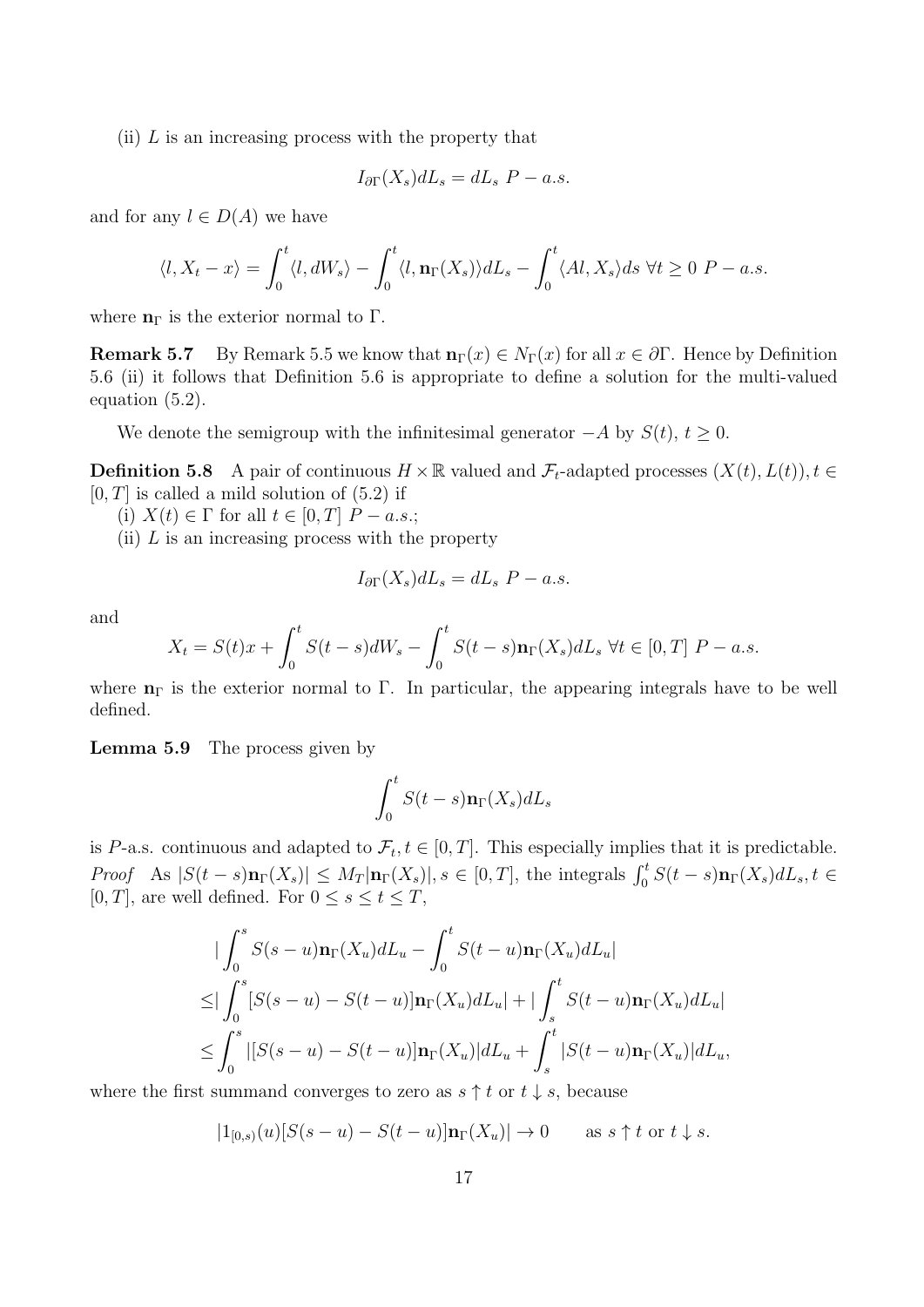(ii) $L$ is an increasing process with the property that

$$I_{\partial\Gamma}(X_s)dL_s = dL_s \ P-a.s.$$

and for any $l \in D(A)$ we have

$$\langle l, X_t - x\rangle = \int_0^t \langle l, dW_s\rangle - \int_0^t \langle l, \mathbf{n}_\Gamma(X_s)\rangle dL_s - \int_0^t \langle Al, X_s\rangle ds \ \forall t \geq 0 \ P-a.s.$$

where $\mathbf{n}_\Gamma$ is the exterior normal to $\Gamma$.

**Remark 5.7** By Remark 5.5 we know that $\mathbf{n}_\Gamma(x) \in N_\Gamma(x)$ for all $x \in \partial\Gamma$. Hence by Definition 5.6 (ii) it follows that Definition 5.6 is appropriate to define a solution for the multi-valued equation (5.2).

We denote the semigroup with the infinitesimal generator $-A$ by $S(t)$, $t \geq 0$.

**Definition 5.8** A pair of continuous $H \times \mathbb{R}$ valued and $\mathcal{F}_t$-adapted processes $(X(t), L(t)), t \in [0,T]$ is called a mild solution of (5.2) if

(i) $X(t) \in \Gamma$ for all $t \in [0,T]$ $P-a.s.$;

(ii) $L$ is an increasing process with the property

$$I_{\partial\Gamma}(X_s)dL_s = dL_s \ P-a.s.$$

and

$$X_t = S(t)x + \int_0^t S(t-s)dW_s - \int_0^t S(t-s)\mathbf{n}_\Gamma(X_s)dL_s \ \forall t \in [0,T] \ P-a.s.$$

where $\mathbf{n}_\Gamma$ is the exterior normal to $\Gamma$. In particular, the appearing integrals have to be well defined.

**Lemma 5.9** The process given by

$$\int_0^t S(t-s)\mathbf{n}_\Gamma(X_s)dL_s$$

is $P$-a.s. continuous and adapted to $\mathcal{F}_t, t \in [0,T]$. This especially implies that it is predictable.

*Proof* As $|S(t-s)\mathbf{n}_\Gamma(X_s)| \leq M_T|\mathbf{n}_\Gamma(X_s)|, s \in [0,T]$, the integrals $\int_0^t S(t-s)\mathbf{n}_\Gamma(X_s)dL_s, t \in [0,T]$, are well defined. For $0 \leq s \leq t \leq T$,

$$\begin{aligned}
&|\int_0^s S(s-u)\mathbf{n}_\Gamma(X_u)dL_u - \int_0^t S(t-u)\mathbf{n}_\Gamma(X_u)dL_u| \\
\leq& |\int_0^s [S(s-u) - S(t-u)]\mathbf{n}_\Gamma(X_u)dL_u| + |\int_s^t S(t-u)\mathbf{n}_\Gamma(X_u)dL_u| \\
\leq& \int_0^s |[S(s-u) - S(t-u)]\mathbf{n}_\Gamma(X_u)|dL_u + \int_s^t |S(t-u)\mathbf{n}_\Gamma(X_u)|dL_u,
\end{aligned}$$

where the first summand converges to zero as $s \uparrow t$ or $t \downarrow s$, because

$$|1_{[0,s)}(u)[S(s-u) - S(t-u)]\mathbf{n}_\Gamma(X_u)| \to 0 \qquad \text{as } s \uparrow t \text{ or } t \downarrow s.$$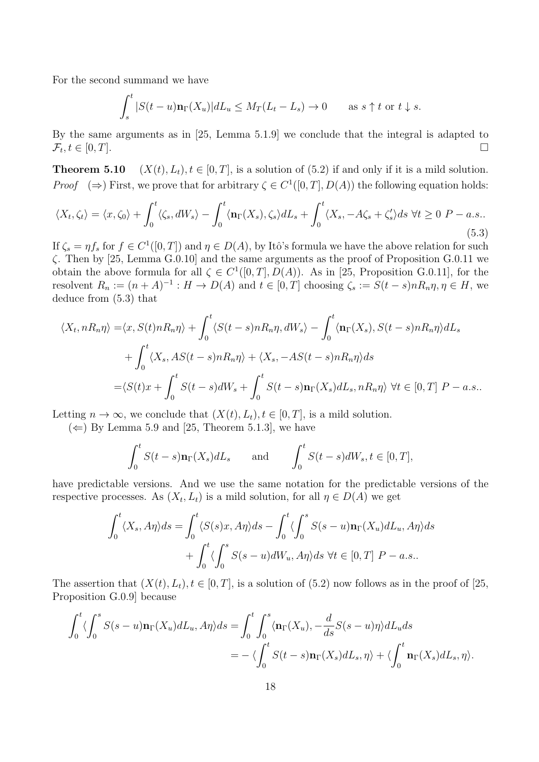For the second summand we have

$$\int_s^t |S(t-u)\mathbf{n}_\Gamma(X_u)|dL_u \le M_T(L_t - L_s) \to 0 \qquad \text{as } s \uparrow t \text{ or } t \downarrow s.$$

By the same arguments as in [25, Lemma 5.1.9] we conclude that the integral is adapted to $\mathcal{F}_t, t \in [0,T]$. □

**Theorem 5.10** $(X(t), L_t), t \in [0,T]$, is a solution of (5.2) if and only if it is a mild solution.

*Proof* ($\Rightarrow$) First, we prove that for arbitrary $\zeta \in C^1([0,T], D(A))$ the following equation holds:

$$\langle X_t, \zeta_t \rangle = \langle x, \zeta_0 \rangle + \int_0^t \langle \zeta_s, dW_s \rangle - \int_0^t \langle \mathbf{n}_\Gamma(X_s), \zeta_s \rangle dL_s + \int_0^t \langle X_s, -A\zeta_s + \zeta_s' \rangle ds \ \forall t \ge 0 \ P-a.s.. \tag{5.3}$$

If $\zeta_s = \eta f_s$ for $f \in C^1([0,T])$ and $\eta \in D(A)$, by Itô's formula we have the above relation for such $\zeta$. Then by [25, Lemma G.0.10] and the same arguments as the proof of Proposition G.0.11 we obtain the above formula for all $\zeta \in C^1([0,T], D(A))$. As in [25, Proposition G.0.11], for the resolvent $R_n := (n+A)^{-1} : H \to D(A)$ and $t \in [0,T]$ choosing $\zeta_s := S(t-s)nR_n\eta, \eta \in H$, we deduce from (5.3) that

$$\begin{aligned}
\langle X_t, nR_n\eta \rangle =& \langle x, S(t)nR_n\eta \rangle + \int_0^t \langle S(t-s)nR_n\eta, dW_s \rangle - \int_0^t \langle \mathbf{n}_\Gamma(X_s), S(t-s)nR_n\eta \rangle dL_s \\
&+ \int_0^t \langle X_s, AS(t-s)nR_n\eta \rangle + \langle X_s, -AS(t-s)nR_n\eta \rangle ds \\
=& \langle S(t)x + \int_0^t S(t-s)dW_s + \int_0^t S(t-s)\mathbf{n}_\Gamma(X_s)dL_s, nR_n\eta \rangle \ \forall t \in [0,T] \ P-a.s..
\end{aligned}$$

Letting $n \to \infty$, we conclude that $(X(t), L_t), t \in [0,T]$, is a mild solution.

($\Leftarrow$) By Lemma 5.9 and [25, Theorem 5.1.3], we have

$$\int_0^t S(t-s)\mathbf{n}_\Gamma(X_s)dL_s \qquad \text{and} \qquad \int_0^t S(t-s)dW_s, t \in [0,T],$$

have predictable versions. And we use the same notation for the predictable versions of the respective processes. As $(X_t, L_t)$ is a mild solution, for all $\eta \in D(A)$ we get

$$\begin{aligned}
\int_0^t \langle X_s, A\eta \rangle ds =& \int_0^t \langle S(s)x, A\eta \rangle ds - \int_0^t \langle \int_0^s S(s-u)\mathbf{n}_\Gamma(X_u)dL_u, A\eta \rangle ds \\
&+ \int_0^t \langle \int_0^s S(s-u)dW_u, A\eta \rangle ds \ \forall t \in [0,T] \ P-a.s..
\end{aligned}$$

The assertion that $(X(t), L_t), t \in [0,T]$, is a solution of (5.2) now follows as in the proof of [25, Proposition G.0.9] because

$$\begin{aligned}
\int_0^t \langle \int_0^s S(s-u)\mathbf{n}_\Gamma(X_u)dL_u, A\eta \rangle ds =& \int_0^t \int_0^s \langle \mathbf{n}_\Gamma(X_u), -\frac{d}{ds}S(s-u)\eta \rangle dL_u ds \\
=& -\langle \int_0^t S(t-s)\mathbf{n}_\Gamma(X_s)dL_s, \eta \rangle + \langle \int_0^t \mathbf{n}_\Gamma(X_s)dL_s, \eta \rangle.
\end{aligned}$$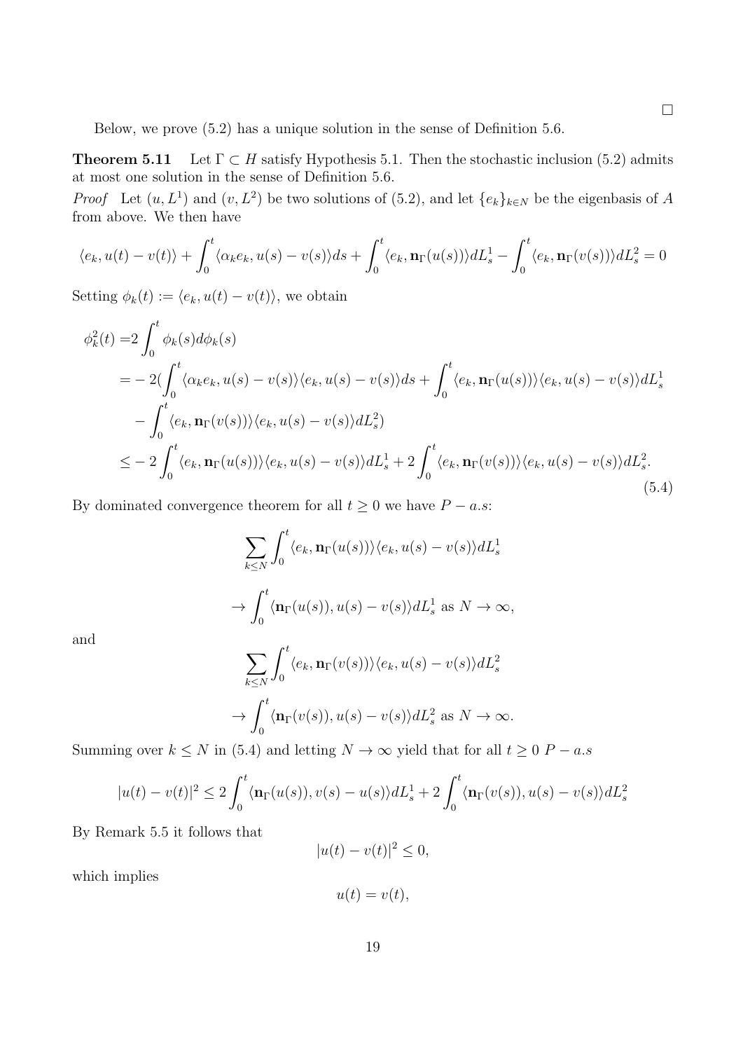□

Below, we prove (5.2) has a unique solution in the sense of Definition 5.6.

**Theorem 5.11** Let $\Gamma \subset H$ satisfy Hypothesis 5.1. Then the stochastic inclusion (5.2) admits at most one solution in the sense of Definition 5.6.

*Proof* Let $(u, L^1)$ and $(v, L^2)$ be two solutions of (5.2), and let $\{e_k\}_{k\in N}$ be the eigenbasis of $A$ from above. We then have

$$\langle e_k, u(t) - v(t)\rangle + \int_0^t \langle \alpha_k e_k, u(s) - v(s)\rangle ds + \int_0^t \langle e_k, \mathbf{n}_\Gamma(u(s))\rangle dL_s^1 - \int_0^t \langle e_k, \mathbf{n}_\Gamma(v(s))\rangle dL_s^2 = 0$$

Setting $\phi_k(t) := \langle e_k, u(t) - v(t)\rangle$, we obtain

$$\begin{aligned}
\phi_k^2(t) =& 2\int_0^t \phi_k(s) d\phi_k(s) \\
=& -2\Big(\int_0^t \langle \alpha_k e_k, u(s) - v(s)\rangle \langle e_k, u(s) - v(s)\rangle ds + \int_0^t \langle e_k, \mathbf{n}_\Gamma(u(s))\rangle \langle e_k, u(s) - v(s)\rangle dL_s^1 \\
& - \int_0^t \langle e_k, \mathbf{n}_\Gamma(v(s))\rangle \langle e_k, u(s) - v(s)\rangle dL_s^2\Big) \\
\leq& -2\int_0^t \langle e_k, \mathbf{n}_\Gamma(u(s))\rangle \langle e_k, u(s) - v(s)\rangle dL_s^1 + 2\int_0^t \langle e_k, \mathbf{n}_\Gamma(v(s))\rangle \langle e_k, u(s) - v(s)\rangle dL_s^2.
\end{aligned} \tag{5.4}$$

By dominated convergence theorem for all $t \geq 0$ we have $P - a.s$:

$$\sum_{k\leq N} \int_0^t \langle e_k, \mathbf{n}_\Gamma(u(s))\rangle \langle e_k, u(s) - v(s)\rangle dL_s^1$$

$$\to \int_0^t \langle \mathbf{n}_\Gamma(u(s)), u(s) - v(s)\rangle dL_s^1 \text{ as } N \to \infty,$$

and

$$\sum_{k\leq N} \int_0^t \langle e_k, \mathbf{n}_\Gamma(v(s))\rangle \langle e_k, u(s) - v(s)\rangle dL_s^2$$

$$\to \int_0^t \langle \mathbf{n}_\Gamma(v(s)), u(s) - v(s)\rangle dL_s^2 \text{ as } N \to \infty.$$

Summing over $k \leq N$ in (5.4) and letting $N \to \infty$ yield that for all $t \geq 0$ $P - a.s$

$$|u(t) - v(t)|^2 \leq 2\int_0^t \langle \mathbf{n}_\Gamma(u(s)), v(s) - u(s)\rangle dL_s^1 + 2\int_0^t \langle \mathbf{n}_\Gamma(v(s)), u(s) - v(s)\rangle dL_s^2$$

By Remark 5.5 it follows that

$$|u(t) - v(t)|^2 \leq 0,$$

which implies

$$u(t) = v(t),$$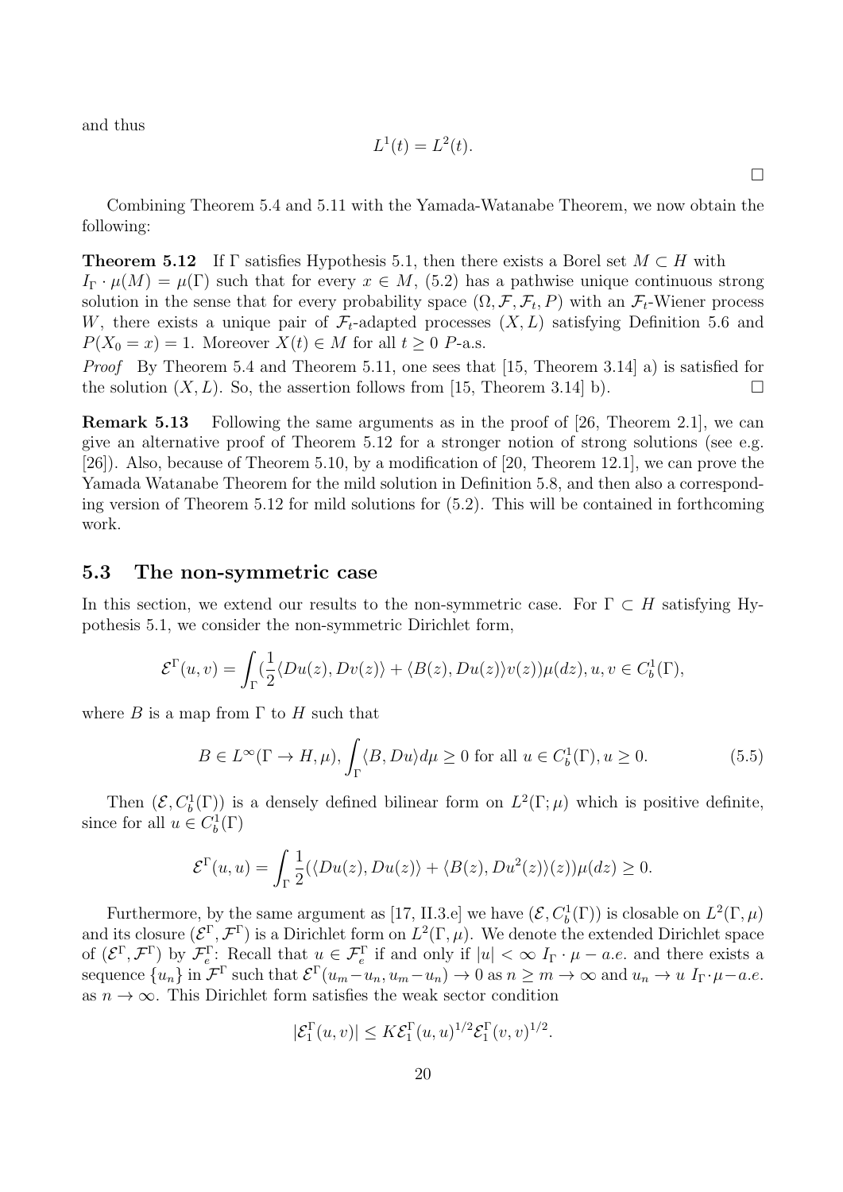and thus

$$L^1(t) = L^2(t).$$

$\square$

Combining Theorem 5.4 and 5.11 with the Yamada-Watanabe Theorem, we now obtain the following:

**Theorem 5.12** If $\Gamma$ satisfies Hypothesis 5.1, then there exists a Borel set $M \subset H$ with $I_\Gamma \cdot \mu(M) = \mu(\Gamma)$ such that for every $x \in M$, (5.2) has a pathwise unique continuous strong solution in the sense that for every probability space $(\Omega, \mathcal{F}, \mathcal{F}_t, P)$ with an $\mathcal{F}_t$-Wiener process $W$, there exists a unique pair of $\mathcal{F}_t$-adapted processes $(X, L)$ satisfying Definition 5.6 and $P(X_0 = x) = 1$. Moreover $X(t) \in M$ for all $t \geq 0$ $P$-a.s.

*Proof* By Theorem 5.4 and Theorem 5.11, one sees that [15, Theorem 3.14] a) is satisfied for the solution $(X, L)$. So, the assertion follows from [15, Theorem 3.14] b). $\square$

**Remark 5.13** Following the same arguments as in the proof of [26, Theorem 2.1], we can give an alternative proof of Theorem 5.12 for a stronger notion of strong solutions (see e.g. [26]). Also, because of Theorem 5.10, by a modification of [20, Theorem 12.1], we can prove the Yamada Watanabe Theorem for the mild solution in Definition 5.8, and then also a corresponding version of Theorem 5.12 for mild solutions for (5.2). This will be contained in forthcoming work.

### 5.3 The non-symmetric case

In this section, we extend our results to the non-symmetric case. For $\Gamma \subset H$ satisfying Hypothesis 5.1, we consider the non-symmetric Dirichlet form,

$$\mathcal{E}^\Gamma(u, v) = \int_\Gamma (\frac{1}{2}\langle Du(z), Dv(z)\rangle + \langle B(z), Du(z)\rangle v(z))\mu(dz), u, v \in C_b^1(\Gamma),$$

where $B$ is a map from $\Gamma$ to $H$ such that

$$B \in L^\infty(\Gamma \to H, \mu), \int_\Gamma \langle B, Du\rangle d\mu \geq 0 \text{ for all } u \in C_b^1(\Gamma), u \geq 0. \tag{5.5}$$

Then $(\mathcal{E}, C_b^1(\Gamma))$ is a densely defined bilinear form on $L^2(\Gamma; \mu)$ which is positive definite, since for all $u \in C_b^1(\Gamma)$

$$\mathcal{E}^\Gamma(u, u) = \int_\Gamma \frac{1}{2}(\langle Du(z), Du(z)\rangle + \langle B(z), Du^2(z)\rangle(z))\mu(dz) \geq 0.$$

Furthermore, by the same argument as [17, II.3.e] we have $(\mathcal{E}, C_b^1(\Gamma))$ is closable on $L^2(\Gamma, \mu)$ and its closure $(\mathcal{E}^\Gamma, \mathcal{F}^\Gamma)$ is a Dirichlet form on $L^2(\Gamma, \mu)$. We denote the extended Dirichlet space of $(\mathcal{E}^\Gamma, \mathcal{F}^\Gamma)$ by $\mathcal{F}_e^\Gamma$: Recall that $u \in \mathcal{F}_e^\Gamma$ if and only if $|u| < \infty$ $I_\Gamma \cdot \mu - a.e.$ and there exists a sequence $\{u_n\}$ in $\mathcal{F}^\Gamma$ such that $\mathcal{E}^\Gamma(u_m - u_n, u_m - u_n) \to 0$ as $n \geq m \to \infty$ and $u_n \to u$ $I_\Gamma \cdot \mu - a.e.$ as $n \to \infty$. This Dirichlet form satisfies the weak sector condition

$$|\mathcal{E}_1^\Gamma(u, v)| \leq K\mathcal{E}_1^\Gamma(u, u)^{1/2}\mathcal{E}_1^\Gamma(v, v)^{1/2}.$$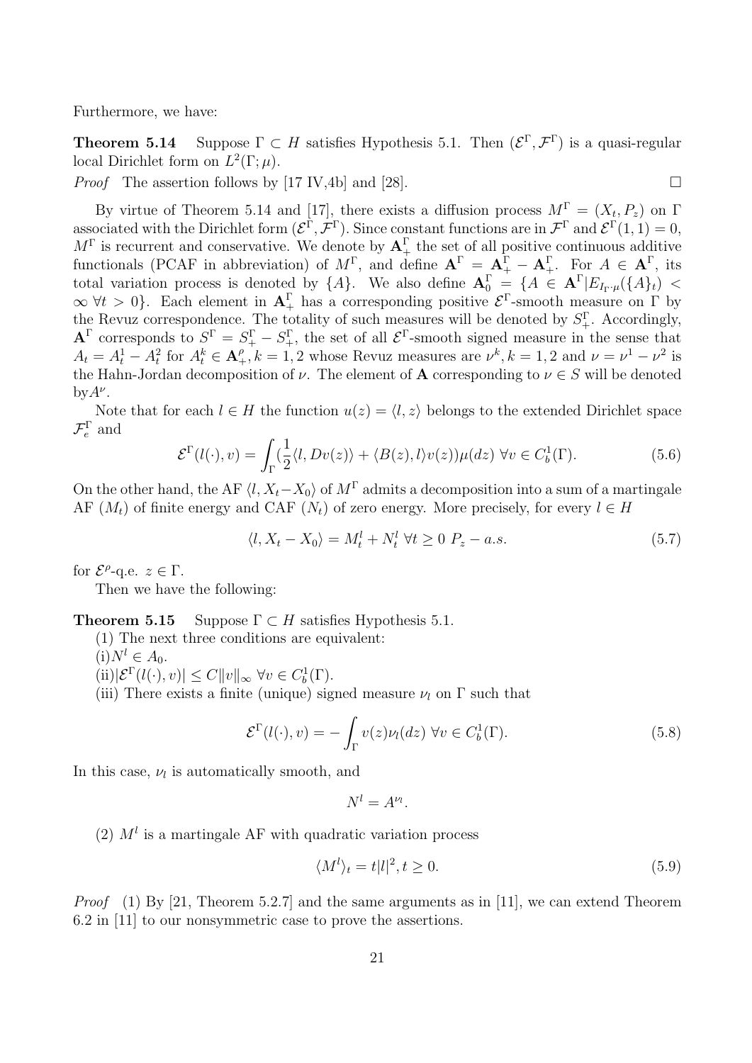Furthermore, we have:

**Theorem 5.14** Suppose $\Gamma \subset H$ satisfies Hypothesis 5.1. Then $(\mathcal{E}^\Gamma, \mathcal{F}^\Gamma)$ is a quasi-regular local Dirichlet form on $L^2(\Gamma;\mu)$.

*Proof* The assertion follows by [17 IV,4b] and [28]. □

By virtue of Theorem 5.14 and [17], there exists a diffusion process $M^\Gamma = (X_t, P_z)$ on $\Gamma$ associated with the Dirichlet form $(\mathcal{E}^\Gamma, \mathcal{F}^\Gamma)$. Since constant functions are in $\mathcal{F}^\Gamma$ and $\mathcal{E}^\Gamma(1,1) = 0$, $M^\Gamma$ is recurrent and conservative. We denote by $\mathbf{A}_+^\Gamma$ the set of all positive continuous additive functionals (PCAF in abbreviation) of $M^\Gamma$, and define $\mathbf{A}^\Gamma = \mathbf{A}_+^\Gamma - \mathbf{A}_+^\Gamma$. For $A \in \mathbf{A}^\Gamma$, its total variation process is denoted by $\{A\}$. We also define $\mathbf{A}_0^\Gamma = \{A \in \mathbf{A}^\Gamma | E_{I_\Gamma\cdot\mu}(\{A\}_t) < \infty\ \forall t > 0\}$. Each element in $\mathbf{A}_+^\Gamma$ has a corresponding positive $\mathcal{E}^\Gamma$-smooth measure on $\Gamma$ by the Revuz correspondence. The totality of such measures will be denoted by $S_+^\Gamma$. Accordingly, $\mathbf{A}^\Gamma$ corresponds to $S^\Gamma = S_+^\Gamma - S_+^\Gamma$, the set of all $\mathcal{E}^\Gamma$-smooth signed measure in the sense that $A_t = A_t^1 - A_t^2$ for $A_t^k \in \mathbf{A}_+^\rho, k = 1,2$ whose Revuz measures are $\nu^k, k = 1,2$ and $\nu = \nu^1 - \nu^2$ is the Hahn-Jordan decomposition of $\nu$. The element of $\mathbf{A}$ corresponding to $\nu \in S$ will be denoted by$A^\nu$.

Note that for each $l \in H$ the function $u(z) = \langle l, z\rangle$ belongs to the extended Dirichlet space $\mathcal{F}_e^\Gamma$ and

$$\mathcal{E}^\Gamma(l(\cdot), v) = \int_\Gamma (\frac{1}{2}\langle l, Dv(z)\rangle + \langle B(z), l\rangle v(z))\mu(dz)\ \forall v \in C_b^1(\Gamma). \tag{5.6}$$

On the other hand, the AF $\langle l, X_t - X_0\rangle$ of $M^\Gamma$ admits a decomposition into a sum of a martingale AF $(M_t)$ of finite energy and CAF $(N_t)$ of zero energy. More precisely, for every $l \in H$

$$\langle l, X_t - X_0\rangle = M_t^l + N_t^l\ \forall t \geq 0\ P_z - a.s. \tag{5.7}$$

for $\mathcal{E}^\rho$-q.e. $z \in \Gamma$.

Then we have the following:

**Theorem 5.15** Suppose $\Gamma \subset H$ satisfies Hypothesis 5.1.

(1) The next three conditions are equivalent:

(i)$N^l \in A_0$.

(ii)$|\mathcal{E}^\Gamma(l(\cdot), v)| \leq C\|v\|_\infty\ \forall v \in C_b^1(\Gamma)$.

(iii) There exists a finite (unique) signed measure $\nu_l$ on $\Gamma$ such that

$$\mathcal{E}^\Gamma(l(\cdot), v) = -\int_\Gamma v(z)\nu_l(dz)\ \forall v \in C_b^1(\Gamma). \tag{5.8}$$

In this case, $\nu_l$ is automatically smooth, and

$$N^l = A^{\nu_l}.$$

(2) $M^l$ is a martingale AF with quadratic variation process

$$\langle M^l\rangle_t = t|l|^2, t \geq 0. \tag{5.9}$$

*Proof* (1) By [21, Theorem 5.2.7] and the same arguments as in [11], we can extend Theorem 6.2 in [11] to our nonsymmetric case to prove the assertions.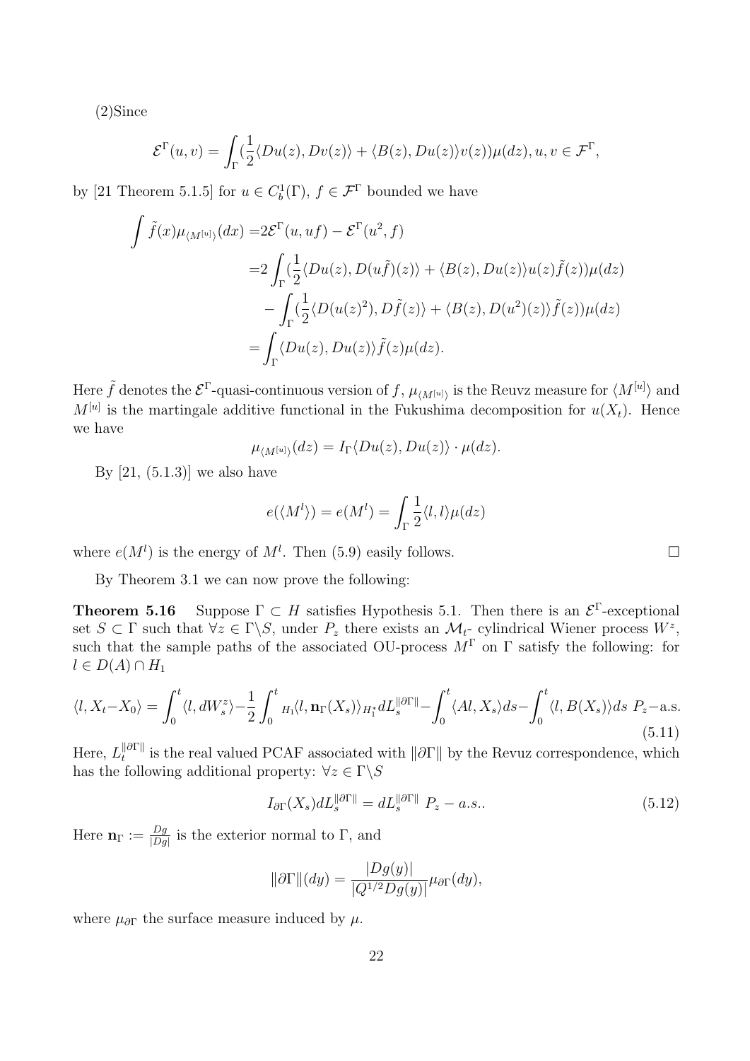(2)Since

$$\mathcal{E}^\Gamma(u,v) = \int_\Gamma (\frac{1}{2}\langle Du(z), Dv(z)\rangle + \langle B(z), Du(z)\rangle v(z))\mu(dz), u, v \in \mathcal{F}^\Gamma,$$

by [21 Theorem 5.1.5] for $u \in C_b^1(\Gamma)$, $f \in \mathcal{F}^\Gamma$ bounded we have

$$\begin{aligned}
\int \tilde{f}(x)\mu_{\langle M^{[u]}\rangle}(dx) =& 2\mathcal{E}^\Gamma(u, uf) - \mathcal{E}^\Gamma(u^2, f) \\
=& 2\int_\Gamma (\frac{1}{2}\langle Du(z), D(u\tilde{f})(z)\rangle + \langle B(z), Du(z)\rangle u(z)\tilde{f}(z))\mu(dz) \\
& - \int_\Gamma (\frac{1}{2}\langle D(u(z)^2), D\tilde{f}(z)\rangle + \langle B(z), D(u^2)(z)\rangle \tilde{f}(z))\mu(dz) \\
=& \int_\Gamma \langle Du(z), Du(z)\rangle \tilde{f}(z)\mu(dz).
\end{aligned}$$

Here $\tilde{f}$ denotes the $\mathcal{E}^\Gamma$-quasi-continuous version of $f$, $\mu_{\langle M^{[u]}\rangle}$ is the Reuvz measure for $\langle M^{[u]}\rangle$ and $M^{[u]}$ is the martingale additive functional in the Fukushima decomposition for $u(X_t)$. Hence we have

$$\mu_{\langle M^{[u]}\rangle}(dz) = I_\Gamma \langle Du(z), Du(z)\rangle \cdot \mu(dz).$$

By [21, (5.1.3)] we also have

$$e(\langle M^l\rangle) = e(M^l) = \int_\Gamma \frac{1}{2}\langle l, l\rangle \mu(dz)$$

where $e(M^l)$ is the energy of $M^l$. Then (5.9) easily follows. $\square$

By Theorem 3.1 we can now prove the following:

**Theorem 5.16** Suppose $\Gamma \subset H$ satisfies Hypothesis 5.1. Then there is an $\mathcal{E}^\Gamma$-exceptional set $S \subset \Gamma$ such that $\forall z \in \Gamma\backslash S$, under $P_z$ there exists an $\mathcal{M}_t$- cylindrical Wiener process $W^z$, such that the sample paths of the associated OU-process $M^\Gamma$ on $\Gamma$ satisfy the following: for $l \in D(A) \cap H_1$

$$\langle l, X_t - X_0\rangle = \int_0^t \langle l, dW_s^z\rangle - \frac{1}{2}\int_0^t {}_{H_1}\langle l, \mathbf{n}_\Gamma(X_s)\rangle_{H_1^*} dL_s^{\|\partial\Gamma\|} - \int_0^t \langle Al, X_s\rangle ds - \int_0^t \langle l, B(X_s)\rangle ds \;\; P_z\text{-a.s.} \tag{5.11}$$

Here, $L_t^{\|\partial\Gamma\|}$ is the real valued PCAF associated with $\|\partial\Gamma\|$ by the Revuz correspondence, which has the following additional property: $\forall z \in \Gamma\backslash S$

$$I_{\partial\Gamma}(X_s)dL_s^{\|\partial\Gamma\|} = dL_s^{\|\partial\Gamma\|} \;\; P_z - a.s.. \tag{5.12}$$

Here $\mathbf{n}_\Gamma := \frac{Dg}{|Dg|}$ is the exterior normal to $\Gamma$, and

$$\|\partial\Gamma\|(dy) = \frac{|Dg(y)|}{|Q^{1/2}Dg(y)|}\mu_{\partial\Gamma}(dy),$$

where $\mu_{\partial\Gamma}$ the surface measure induced by $\mu$.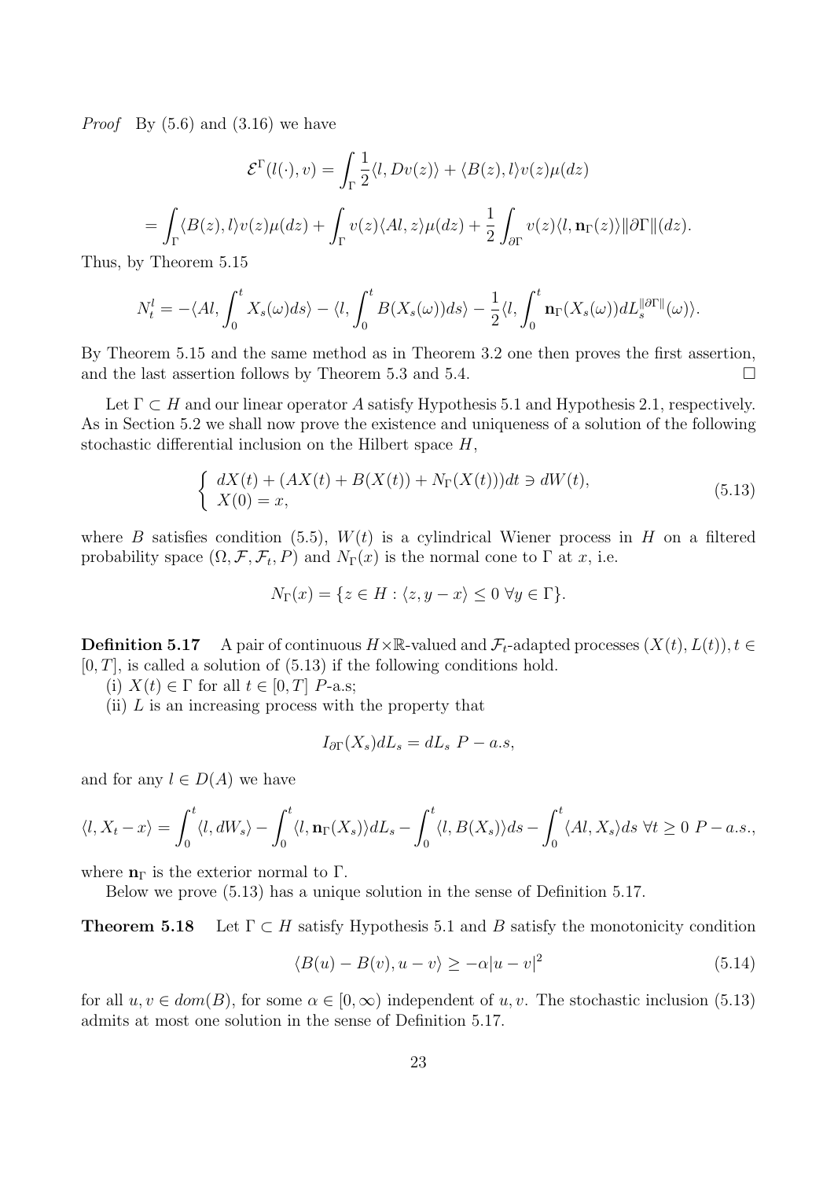*Proof* By (5.6) and (3.16) we have

$$\mathcal{E}^{\Gamma}(l(\cdot), v) = \int_{\Gamma} \frac{1}{2}\langle l, Dv(z)\rangle + \langle B(z), l\rangle v(z)\mu(dz)$$

$$= \int_{\Gamma} \langle B(z), l\rangle v(z)\mu(dz) + \int_{\Gamma} v(z)\langle Al, z\rangle \mu(dz) + \frac{1}{2}\int_{\partial\Gamma} v(z)\langle l, \mathbf{n}_{\Gamma}(z)\rangle \|\partial\Gamma\|(dz).$$

Thus, by Theorem 5.15

$$N_t^l = -\langle Al, \int_0^t X_s(\omega)ds\rangle - \langle l, \int_0^t B(X_s(\omega))ds\rangle - \frac{1}{2}\langle l, \int_0^t \mathbf{n}_{\Gamma}(X_s(\omega))dL_s^{\|\partial\Gamma\|}(\omega)\rangle.$$

By Theorem 5.15 and the same method as in Theorem 3.2 one then proves the first assertion, and the last assertion follows by Theorem 5.3 and 5.4. □

Let $\Gamma \subset H$ and our linear operator $A$ satisfy Hypothesis 5.1 and Hypothesis 2.1, respectively. As in Section 5.2 we shall now prove the existence and uniqueness of a solution of the following stochastic differential inclusion on the Hilbert space $H$,

$$\begin{cases} dX(t) + (AX(t) + B(X(t)) + N_{\Gamma}(X(t)))dt \ni dW(t), \\ X(0) = x, \end{cases} \tag{5.13}$$

where $B$ satisfies condition (5.5), $W(t)$ is a cylindrical Wiener process in $H$ on a filtered probability space $(\Omega, \mathcal{F}, \mathcal{F}_t, P)$ and $N_{\Gamma}(x)$ is the normal cone to $\Gamma$ at $x$, i.e.

$$N_{\Gamma}(x) = \{z \in H : \langle z, y - x\rangle \leq 0 \ \forall y \in \Gamma\}.$$

**Definition 5.17** A pair of continuous $H\times\mathbb{R}$-valued and $\mathcal{F}_t$-adapted processes $(X(t), L(t)), t \in [0, T]$, is called a solution of (5.13) if the following conditions hold.

(i) $X(t) \in \Gamma$ for all $t \in [0, T]$ $P$-a.s;

(ii) $L$ is an increasing process with the property that

$$I_{\partial\Gamma}(X_s)dL_s = dL_s \ P - a.s,$$

and for any $l \in D(A)$ we have

$$\langle l, X_t - x\rangle = \int_0^t \langle l, dW_s\rangle - \int_0^t \langle l, \mathbf{n}_{\Gamma}(X_s)\rangle dL_s - \int_0^t \langle l, B(X_s)\rangle ds - \int_0^t \langle Al, X_s\rangle ds \ \forall t \geq 0 \ P - a.s.,$$

where $\mathbf{n}_{\Gamma}$ is the exterior normal to $\Gamma$.

Below we prove (5.13) has a unique solution in the sense of Definition 5.17.

**Theorem 5.18** Let $\Gamma \subset H$ satisfy Hypothesis 5.1 and $B$ satisfy the monotonicity condition

$$\langle B(u) - B(v), u - v\rangle \geq -\alpha|u - v|^2 \tag{5.14}$$

for all $u, v \in dom(B)$, for some $\alpha \in [0, \infty)$ independent of $u, v$. The stochastic inclusion (5.13) admits at most one solution in the sense of Definition 5.17.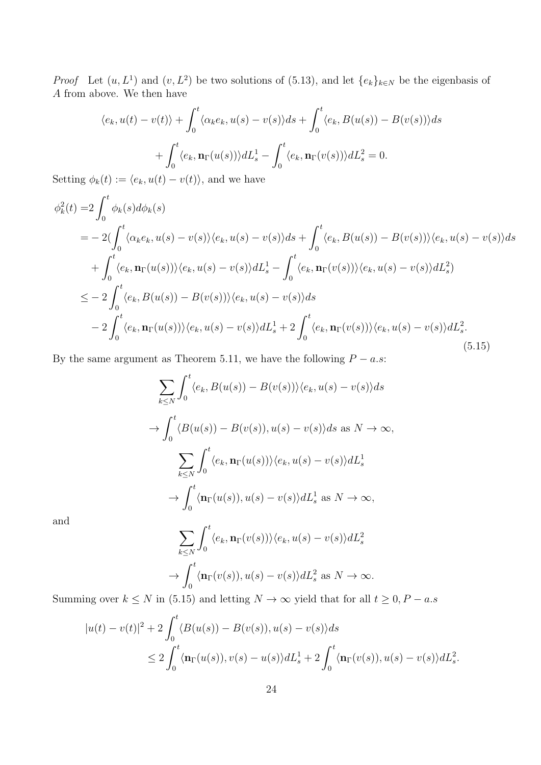*Proof* Let $(u, L^1)$ and $(v, L^2)$ be two solutions of (5.13), and let $\{e_k\}_{k\in N}$ be the eigenbasis of $A$ from above. We then have

$$
\langle e_k, u(t) - v(t)\rangle + \int_0^t \langle \alpha_k e_k, u(s) - v(s)\rangle ds + \int_0^t \langle e_k, B(u(s)) - B(v(s))\rangle ds
$$

$$
+ \int_0^t \langle e_k, \mathbf{n}_\Gamma(u(s))\rangle dL_s^1 - \int_0^t \langle e_k, \mathbf{n}_\Gamma(v(s))\rangle dL_s^2 = 0.
$$

Setting $\phi_k(t) := \langle e_k, u(t) - v(t)\rangle$, and we have

$$
\begin{aligned}
\phi_k^2(t) =& 2\int_0^t \phi_k(s) d\phi_k(s) \\
=& -2\Big(\int_0^t \langle \alpha_k e_k, u(s) - v(s)\rangle \langle e_k, u(s) - v(s)\rangle ds + \int_0^t \langle e_k, B(u(s)) - B(v(s))\rangle \langle e_k, u(s) - v(s)\rangle ds \\
&+ \int_0^t \langle e_k, \mathbf{n}_\Gamma(u(s))\rangle \langle e_k, u(s) - v(s)\rangle dL_s^1 - \int_0^t \langle e_k, \mathbf{n}_\Gamma(v(s))\rangle \langle e_k, u(s) - v(s)\rangle dL_s^2\Big) \\
\leq& -2\int_0^t \langle e_k, B(u(s)) - B(v(s))\rangle \langle e_k, u(s) - v(s)\rangle ds \\
&- 2\int_0^t \langle e_k, \mathbf{n}_\Gamma(u(s))\rangle \langle e_k, u(s) - v(s)\rangle dL_s^1 + 2\int_0^t \langle e_k, \mathbf{n}_\Gamma(v(s))\rangle \langle e_k, u(s) - v(s)\rangle dL_s^2.
\end{aligned}
\tag{5.15}
$$

By the same argument as Theorem 5.11, we have the following $P - a.s$:

$$
\sum_{k\leq N} \int_0^t \langle e_k, B(u(s)) - B(v(s))\rangle \langle e_k, u(s) - v(s)\rangle ds
$$

$$
\to \int_0^t \langle B(u(s)) - B(v(s)), u(s) - v(s)\rangle ds \text{ as } N \to \infty,
$$

$$
\sum_{k\leq N} \int_0^t \langle e_k, \mathbf{n}_\Gamma(u(s))\rangle \langle e_k, u(s) - v(s)\rangle dL_s^1
$$

$$
\to \int_0^t \langle \mathbf{n}_\Gamma(u(s)), u(s) - v(s)\rangle dL_s^1 \text{ as } N \to \infty,
$$

and

$$
\sum_{k\leq N} \int_0^t \langle e_k, \mathbf{n}_\Gamma(v(s))\rangle \langle e_k, u(s) - v(s)\rangle dL_s^2
$$

$$
\to \int_0^t \langle \mathbf{n}_\Gamma(v(s)), u(s) - v(s)\rangle dL_s^2 \text{ as } N \to \infty.
$$

Summing over $k \leq N$ in (5.15) and letting $N \to \infty$ yield that for all $t \geq 0, P - a.s$

$$
\begin{aligned}
|u(t) - v(t)|^2 &+ 2\int_0^t \langle B(u(s)) - B(v(s)), u(s) - v(s)\rangle ds \\
&\leq 2\int_0^t \langle \mathbf{n}_\Gamma(u(s)), v(s) - u(s)\rangle dL_s^1 + 2\int_0^t \langle \mathbf{n}_\Gamma(v(s)), u(s) - v(s)\rangle dL_s^2.
\end{aligned}
$$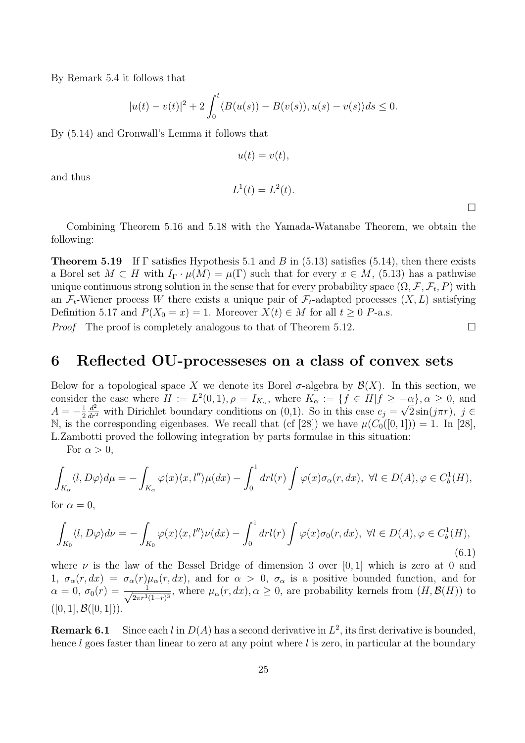By Remark 5.4 it follows that

$$|u(t) - v(t)|^2 + 2\int_0^t \langle B(u(s)) - B(v(s)), u(s) - v(s)\rangle ds \le 0.$$

By (5.14) and Gronwall's Lemma it follows that

$$u(t) = v(t),$$

and thus

$$L^1(t) = L^2(t).$$

$\square$

Combining Theorem 5.16 and 5.18 with the Yamada-Watanabe Theorem, we obtain the following:

**Theorem 5.19** If $\Gamma$ satisfies Hypothesis 5.1 and $B$ in (5.13) satisfies (5.14), then there exists a Borel set $M \subset H$ with $I_\Gamma \cdot \mu(M) = \mu(\Gamma)$ such that for every $x \in M$, (5.13) has a pathwise unique continuous strong solution in the sense that for every probability space $(\Omega, \mathcal{F}, \mathcal{F}_t, P)$ with an $\mathcal{F}_t$-Wiener process $W$ there exists a unique pair of $\mathcal{F}_t$-adapted processes $(X, L)$ satisfying Definition 5.17 and $P(X_0 = x) = 1$. Moreover $X(t) \in M$ for all $t \ge 0$ $P$-a.s.

*Proof* The proof is completely analogous to that of Theorem 5.12. $\square$

# 6 Reflected OU-processeses on a class of convex sets

Below for a topological space $X$ we denote its Borel $\sigma$-algebra by $\mathcal{B}(X)$. In this section, we consider the case where $H := L^2(0,1), \rho = I_{K_\alpha}$, where $K_\alpha := \{f \in H | f \ge -\alpha\}, \alpha \ge 0$, and $A = -\frac{1}{2}\frac{d^2}{dr^2}$ with Dirichlet boundary conditions on (0,1). So in this case $e_j = \sqrt{2}\sin(j\pi r),\ j \in \mathbb{N}$, is the corresponding eigenbases. We recall that (cf [28]) we have $\mu(C_0([0,1])) = 1$. In [28], L.Zambotti proved the following integration by parts formulae in this situation:

For $\alpha > 0$,

$$\int_{K_\alpha} \langle l, D\varphi\rangle d\mu = -\int_{K_\alpha} \varphi(x)\langle x, l''\rangle \mu(dx) - \int_0^1 drl(r)\int \varphi(x)\sigma_\alpha(r, dx),\ \forall l \in D(A), \varphi \in C_b^1(H),$$

for $\alpha = 0$,

$$\int_{K_0} \langle l, D\varphi\rangle d\nu = -\int_{K_0} \varphi(x)\langle x, l''\rangle \nu(dx) - \int_0^1 drl(r)\int \varphi(x)\sigma_0(r, dx),\ \forall l \in D(A), \varphi \in C_b^1(H), \tag{6.1}$$

where $\nu$ is the law of the Bessel Bridge of dimension 3 over $[0,1]$ which is zero at 0 and 1, $\sigma_\alpha(r, dx) = \sigma_\alpha(r)\mu_\alpha(r, dx)$, and for $\alpha > 0$, $\sigma_\alpha$ is a positive bounded function, and for $\alpha = 0$, $\sigma_0(r) = \frac{1}{\sqrt{2\pi r^3(1-r)^3}}$, where $\mu_\alpha(r, dx), \alpha \ge 0$, are probability kernels from $(H, \mathcal{B}(H))$ to $([0,1], \mathcal{B}([0,1]))$.

**Remark 6.1** Since each $l$ in $D(A)$ has a second derivative in $L^2$, its first derivative is bounded, hence $l$ goes faster than linear to zero at any point where $l$ is zero, in particular at the boundary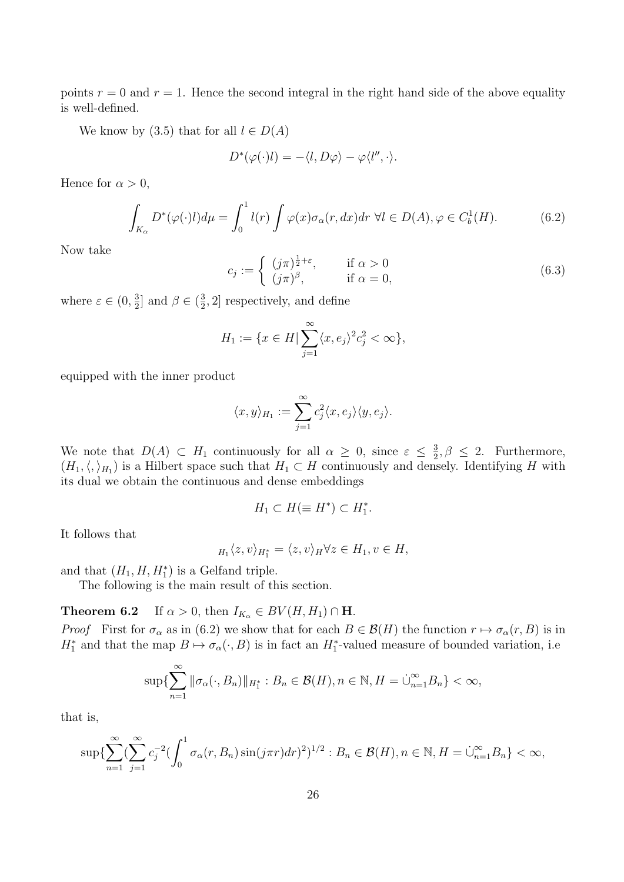points $r = 0$ and $r = 1$. Hence the second integral in the right hand side of the above equality is well-defined.

We know by (3.5) that for all $l \in D(A)$

$$D^*(\varphi(\cdot)l) = -\langle l, D\varphi\rangle - \varphi\langle l'', \cdot\rangle.$$

Hence for $\alpha > 0$,

$$\int_{K_\alpha} D^*(\varphi(\cdot)l)d\mu = \int_0^1 l(r) \int \varphi(x)\sigma_\alpha(r, dx)dr \;\forall l \in D(A), \varphi \in C_b^1(H). \tag{6.2}$$

Now take

$$c_j := \begin{cases} (j\pi)^{\frac{1}{2}+\varepsilon}, & \text{if } \alpha > 0 \\ (j\pi)^{\beta}, & \text{if } \alpha = 0, \end{cases} \tag{6.3}$$

where $\varepsilon \in (0, \frac{3}{2}]$ and $\beta \in (\frac{3}{2}, 2]$ respectively, and define

$$H_1 := \{x \in H | \sum_{j=1}^{\infty} \langle x, e_j\rangle^2 c_j^2 < \infty\},$$

equipped with the inner product

$$\langle x, y\rangle_{H_1} := \sum_{j=1}^{\infty} c_j^2 \langle x, e_j\rangle\langle y, e_j\rangle.$$

We note that $D(A) \subset H_1$ continuously for all $\alpha \geq 0$, since $\varepsilon \leq \frac{3}{2}, \beta \leq 2$. Furthermore, $(H_1, \langle, \rangle_{H_1})$ is a Hilbert space such that $H_1 \subset H$ continuously and densely. Identifying $H$ with its dual we obtain the continuous and dense embeddings

$$H_1 \subset H(\equiv H^*) \subset H_1^*.$$

It follows that

$${}_{H_1}\langle z, v\rangle_{H_1^*} = \langle z, v\rangle_H \forall z \in H_1, v \in H,$$

and that $(H_1, H, H_1^*)$ is a Gelfand triple.

The following is the main result of this section.

**Theorem 6.2** If $\alpha > 0$, then $I_{K_\alpha} \in BV(H, H_1) \cap \mathbf{H}$.

*Proof* First for $\sigma_\alpha$ as in (6.2) we show that for each $B \in \mathcal{B}(H)$ the function $r \mapsto \sigma_\alpha(r, B)$ is in $H_1^*$ and that the map $B \mapsto \sigma_\alpha(\cdot, B)$ is in fact an $H_1^*$-valued measure of bounded variation, i.e

$$\sup\{\sum_{n=1}^{\infty} \|\sigma_\alpha(\cdot, B_n)\|_{H_1^*} : B_n \in \mathcal{B}(H), n \in \mathbb{N}, H = \dot{\cup}_{n=1}^{\infty} B_n\} < \infty,$$

that is,

$$\sup\{\sum_{n=1}^{\infty} (\sum_{j=1}^{\infty} c_j^{-2} (\int_0^1 \sigma_\alpha(r, B_n)\sin(j\pi r)dr)^2)^{1/2} : B_n \in \mathcal{B}(H), n \in \mathbb{N}, H = \dot{\cup}_{n=1}^{\infty} B_n\} < \infty,$$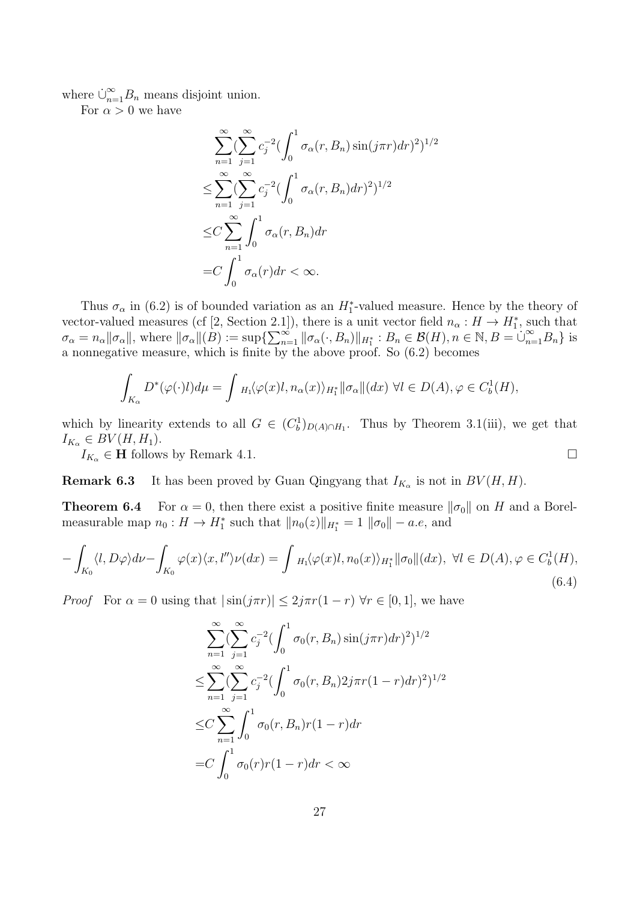where $\dot\cup_{n=1}^\infty B_n$ means disjoint union.

For $\alpha > 0$ we have

$$
\begin{aligned}
&\sum_{n=1}^\infty (\sum_{j=1}^\infty c_j^{-2} (\int_0^1 \sigma_\alpha(r, B_n) \sin(j\pi r) dr)^2)^{1/2} \\
\leq &\sum_{n=1}^\infty (\sum_{j=1}^\infty c_j^{-2} (\int_0^1 \sigma_\alpha(r, B_n) dr)^2)^{1/2} \\
\leq &C \sum_{n=1}^\infty \int_0^1 \sigma_\alpha(r, B_n) dr \\
= &C \int_0^1 \sigma_\alpha(r) dr < \infty.
\end{aligned}
$$

Thus $\sigma_\alpha$ in (6.2) is of bounded variation as an $H_1^*$-valued measure. Hence by the theory of vector-valued measures (cf [2, Section 2.1]), there is a unit vector field $n_\alpha : H \to H_1^*$, such that $\sigma_\alpha = n_\alpha \|\sigma_\alpha\|$, where $\|\sigma_\alpha\|(B) := \sup\{\sum_{n=1}^\infty \|\sigma_\alpha(\cdot, B_n)\|_{H_1^*} : B_n \in \mathcal{B}(H), n \in \mathbb{N}, B = \dot\cup_{n=1}^\infty B_n\}$ is a nonnegative measure, which is finite by the above proof. So (6.2) becomes

$$
\int_{K_\alpha} D^*(\varphi(\cdot) l) d\mu = \int {}_{H_1}\langle \varphi(x) l, n_\alpha(x) \rangle_{H_1^*} \|\sigma_\alpha\|(dx) \ \forall l \in D(A), \varphi \in C_b^1(H),
$$

which by linearity extends to all $G \in (C_b^1)_{D(A)\cap H_1}$. Thus by Theorem 3.1(iii), we get that $I_{K_\alpha} \in BV(H, H_1)$.

$I_{K_\alpha} \in \mathbf{H}$ follows by Remark 4.1. $\square$

**Remark 6.3** It has been proved by Guan Qingyang that $I_{K_\alpha}$ is not in $BV(H, H)$.

**Theorem 6.4** For $\alpha = 0$, then there exist a positive finite measure $\|\sigma_0\|$ on $H$ and a Borel-measurable map $n_0 : H \to H_1^*$ such that $\|n_0(z)\|_{H_1^*} = 1$ $\|\sigma_0\| - a.e$, and

$$
-\int_{K_0} \langle l, D\varphi \rangle d\nu - \int_{K_0} \varphi(x) \langle x, l'' \rangle \nu(dx) = \int {}_{H_1}\langle \varphi(x) l, n_0(x) \rangle_{H_1^*} \|\sigma_0\|(dx), \ \forall l \in D(A), \varphi \in C_b^1(H), \tag{6.4}
$$

*Proof* For $\alpha = 0$ using that $|\sin(j\pi r)| \leq 2j\pi r(1-r)$ $\forall r \in [0,1]$, we have

$$
\begin{aligned}
&\sum_{n=1}^\infty (\sum_{j=1}^\infty c_j^{-2} (\int_0^1 \sigma_0(r, B_n) \sin(j\pi r) dr)^2)^{1/2} \\
\leq &\sum_{n=1}^\infty (\sum_{j=1}^\infty c_j^{-2} (\int_0^1 \sigma_0(r, B_n) 2j\pi r(1-r) dr)^2)^{1/2} \\
\leq &C \sum_{n=1}^\infty \int_0^1 \sigma_0(r, B_n) r(1-r) dr \\
= &C \int_0^1 \sigma_0(r) r(1-r) dr < \infty
\end{aligned}
$$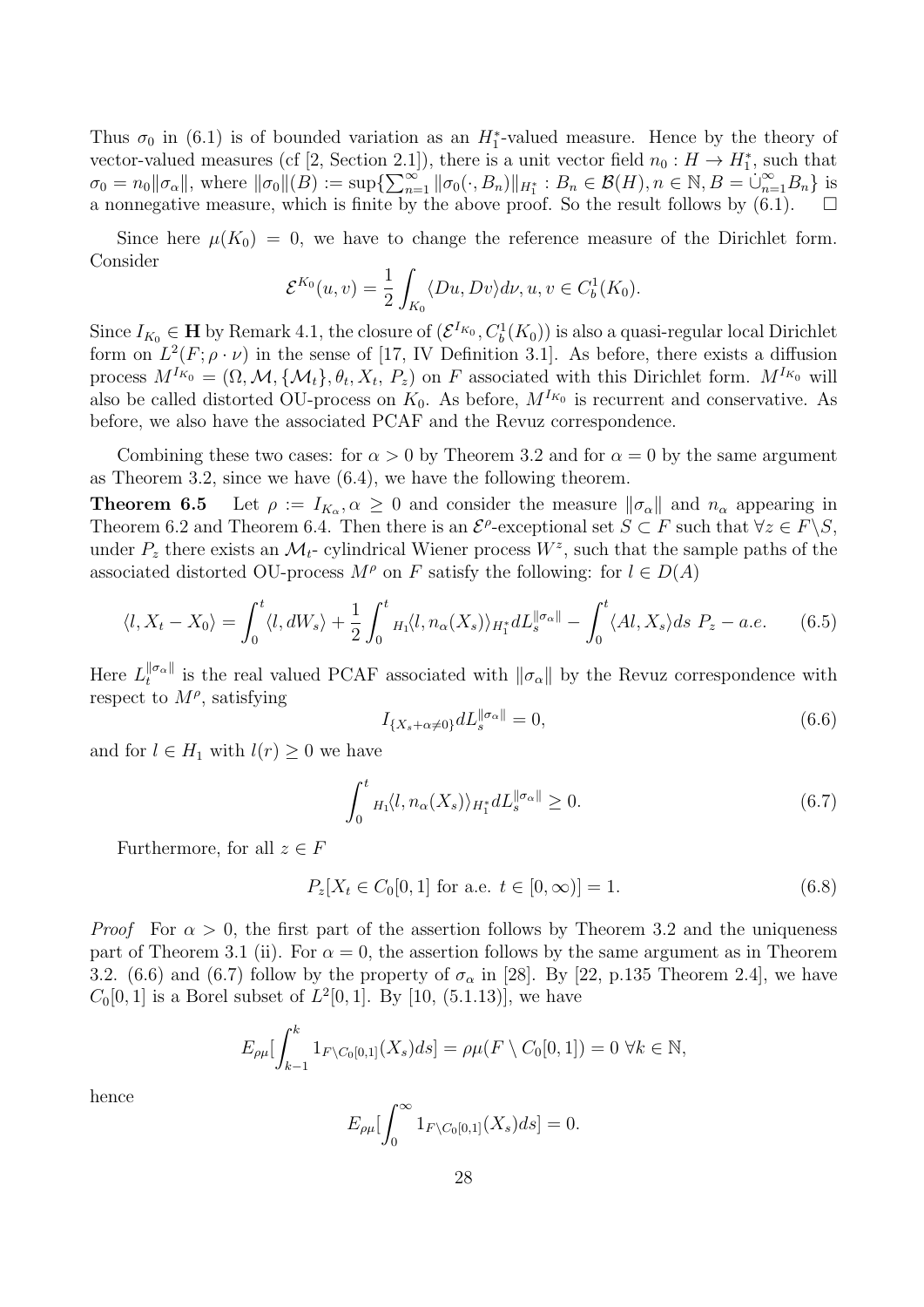Thus $\sigma_0$ in (6.1) is of bounded variation as an $H_1^*$-valued measure. Hence by the theory of vector-valued measures (cf [2, Section 2.1]), there is a unit vector field $n_0 : H \to H_1^*$, such that $\sigma_0 = n_0\|\sigma_\alpha\|$, where $\|\sigma_0\|(B) := \sup\{\sum_{n=1}^\infty \|\sigma_0(\cdot, B_n)\|_{H_1^*} : B_n \in \mathcal{B}(H), n \in \mathbb{N}, B = \dot\cup_{n=1}^\infty B_n\}$ is a nonnegative measure, which is finite by the above proof. So the result follows by (6.1). $\square$

Since here $\mu(K_0) = 0$, we have to change the reference measure of the Dirichlet form. Consider

$$\mathcal{E}^{K_0}(u, v) = \frac{1}{2}\int_{K_0} \langle Du, Dv\rangle d\nu, u, v \in C_b^1(K_0).$$

Since $I_{K_0} \in \mathbf{H}$ by Remark 4.1, the closure of $(\mathcal{E}^{I_{K_0}}, C_b^1(K_0))$ is also a quasi-regular local Dirichlet form on $L^2(F; \rho\cdot\nu)$ in the sense of [17, IV Definition 3.1]. As before, there exists a diffusion process $M^{I_{K_0}} = (\Omega, \mathcal{M}, \{\mathcal{M}_t\}, \theta_t, X_t,\ P_z)$ on $F$ associated with this Dirichlet form. $M^{I_{K_0}}$ will also be called distorted OU-process on $K_0$. As before, $M^{I_{K_0}}$ is recurrent and conservative. As before, we also have the associated PCAF and the Revuz correspondence.

Combining these two cases: for $\alpha > 0$ by Theorem 3.2 and for $\alpha = 0$ by the same argument as Theorem 3.2, since we have (6.4), we have the following theorem.

**Theorem 6.5** Let $\rho := I_{K_\alpha}, \alpha \geq 0$ and consider the measure $\|\sigma_\alpha\|$ and $n_\alpha$ appearing in Theorem 6.2 and Theorem 6.4. Then there is an $\mathcal{E}^\rho$-exceptional set $S \subset F$ such that $\forall z \in F\backslash S$, under $P_z$ there exists an $\mathcal{M}_t$- cylindrical Wiener process $W^z$, such that the sample paths of the associated distorted OU-process $M^\rho$ on $F$ satisfy the following: for $l \in D(A)$

$$\langle l, X_t - X_0\rangle = \int_0^t \langle l, dW_s\rangle + \frac{1}{2}\int_0^t {}_{H_1}\langle l, n_\alpha(X_s)\rangle_{H_1^*} dL_s^{\|\sigma_\alpha\|} - \int_0^t \langle Al, X_s\rangle ds \ P_z - a.e. \qquad (6.5)$$

Here $L_t^{\|\sigma_\alpha\|}$ is the real valued PCAF associated with $\|\sigma_\alpha\|$ by the Revuz correspondence with respect to $M^\rho$, satisfying

$$I_{\{X_s+\alpha\neq 0\}} dL_s^{\|\sigma_\alpha\|} = 0, \qquad (6.6)$$

and for $l \in H_1$ with $l(r) \geq 0$ we have

$$\int_0^t {}_{H_1}\langle l, n_\alpha(X_s)\rangle_{H_1^*} dL_s^{\|\sigma_\alpha\|} \geq 0. \qquad (6.7)$$

Furthermore, for all $z \in F$

$$P_z[X_t \in C_0[0,1] \text{ for a.e. } t \in [0, \infty)] = 1. \qquad (6.8)$$

*Proof* For $\alpha > 0$, the first part of the assertion follows by Theorem 3.2 and the uniqueness part of Theorem 3.1 (ii). For $\alpha = 0$, the assertion follows by the same argument as in Theorem 3.2. (6.6) and (6.7) follow by the property of $\sigma_\alpha$ in [28]. By [22, p.135 Theorem 2.4], we have $C_0[0,1]$ is a Borel subset of $L^2[0,1]$. By [10, (5.1.13)], we have

$$E_{\rho\mu}[\int_{k-1}^k 1_{F\setminus C_0[0,1]}(X_s)ds] = \rho\mu(F \setminus C_0[0,1]) = 0 \ \forall k \in \mathbb{N},$$

hence

$$E_{\rho\mu}[\int_0^\infty 1_{F\setminus C_0[0,1]}(X_s)ds] = 0.$$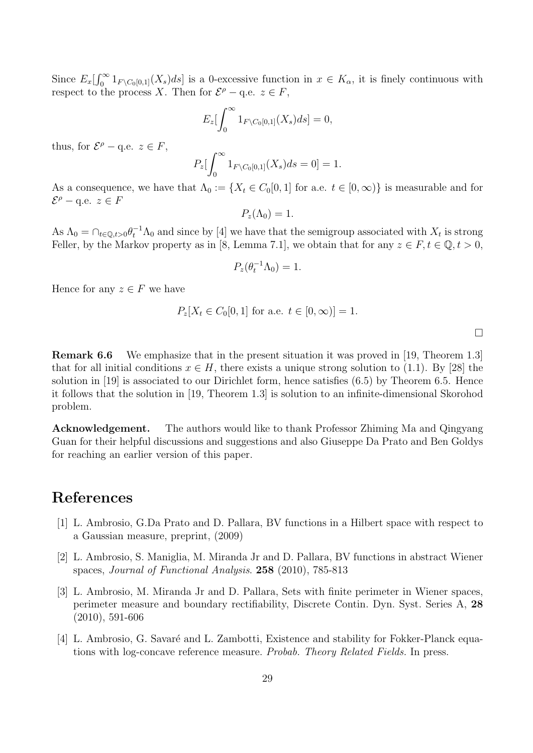Since $E_x[\int_0^\infty 1_{F\setminus C_0[0,1]}(X_s)ds]$ is a 0-excessive function in $x \in K_\alpha$, it is finely continuous with respect to the process $X$. Then for $\mathcal{E}^\rho -$ q.e. $z \in F$,

$$E_z[\int_0^\infty 1_{F\setminus C_0[0,1]}(X_s)ds] = 0,$$

thus, for $\mathcal{E}^\rho -$ q.e. $z \in F$,

$$P_z[\int_0^\infty 1_{F\setminus C_0[0,1]}(X_s)ds = 0] = 1.$$

As a consequence, we have that $\Lambda_0 := \{X_t \in C_0[0,1] \text{ for a.e. } t \in [0,\infty)\}$ is measurable and for $\mathcal{E}^\rho -$ q.e. $z \in F$

$$P_z(\Lambda_0) = 1.$$

As $\Lambda_0 = \cap_{t\in\mathbb{Q},t>0}\theta_t^{-1}\Lambda_0$ and since by [4] we have that the semigroup associated with $X_t$ is strong Feller, by the Markov property as in [8, Lemma 7.1], we obtain that for any $z \in F, t \in \mathbb{Q}, t > 0$,

$$P_z(\theta_t^{-1}\Lambda_0) = 1.$$

Hence for any $z \in F$ we have

$$P_z[X_t \in C_0[0,1] \text{ for a.e. } t \in [0,\infty)] = 1.$$

□

**Remark 6.6** We emphasize that in the present situation it was proved in [19, Theorem 1.3] that for all initial conditions $x \in H$, there exists a unique strong solution to (1.1). By [28] the solution in [19] is associated to our Dirichlet form, hence satisfies (6.5) by Theorem 6.5. Hence it follows that the solution in [19, Theorem 1.3] is solution to an infinite-dimensional Skorohod problem.

**Acknowledgement.** The authors would like to thank Professor Zhiming Ma and Qingyang Guan for their helpful discussions and suggestions and also Giuseppe Da Prato and Ben Goldys for reaching an earlier version of this paper.

# References

[1] L. Ambrosio, G.Da Prato and D. Pallara, BV functions in a Hilbert space with respect to a Gaussian measure, preprint, (2009)

[2] L. Ambrosio, S. Maniglia, M. Miranda Jr and D. Pallara, BV functions in abstract Wiener spaces, *Journal of Functional Analysis*. **258** (2010), 785-813

[3] L. Ambrosio, M. Miranda Jr and D. Pallara, Sets with finite perimeter in Wiener spaces, perimeter measure and boundary rectifiability, Discrete Contin. Dyn. Syst. Series A, **28** (2010), 591-606

[4] L. Ambrosio, G. Savaré and L. Zambotti, Existence and stability for Fokker-Planck equations with log-concave reference measure. *Probab. Theory Related Fields.* In press.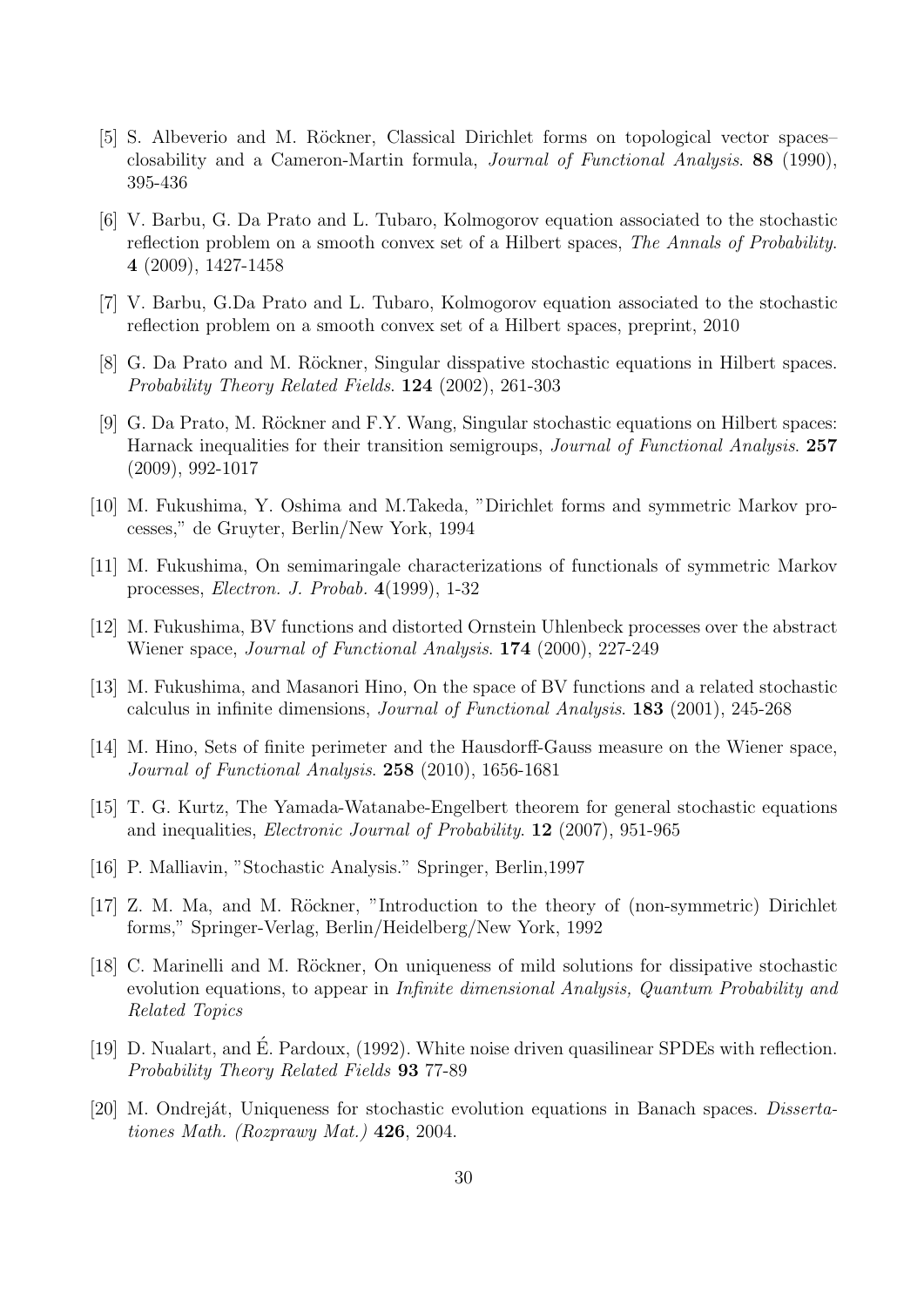[5] S. Albeverio and M. Röckner, Classical Dirichlet forms on topological vector spaces– closability and a Cameron-Martin formula, *Journal of Functional Analysis*. **88** (1990), 395-436

[6] V. Barbu, G. Da Prato and L. Tubaro, Kolmogorov equation associated to the stochastic reflection problem on a smooth convex set of a Hilbert spaces, *The Annals of Probability*. **4** (2009), 1427-1458

[7] V. Barbu, G.Da Prato and L. Tubaro, Kolmogorov equation associated to the stochastic reflection problem on a smooth convex set of a Hilbert spaces, preprint, 2010

[8] G. Da Prato and M. Röckner, Singular disspative stochastic equations in Hilbert spaces. *Probability Theory Related Fields*. **124** (2002), 261-303

[9] G. Da Prato, M. Röckner and F.Y. Wang, Singular stochastic equations on Hilbert spaces: Harnack inequalities for their transition semigroups, *Journal of Functional Analysis*. **257** (2009), 992-1017

[10] M. Fukushima, Y. Oshima and M.Takeda, "Dirichlet forms and symmetric Markov processes," de Gruyter, Berlin/New York, 1994

[11] M. Fukushima, On semimaringale characterizations of functionals of symmetric Markov processes, *Electron. J. Probab.* **4**(1999), 1-32

[12] M. Fukushima, BV functions and distorted Ornstein Uhlenbeck processes over the abstract Wiener space, *Journal of Functional Analysis*. **174** (2000), 227-249

[13] M. Fukushima, and Masanori Hino, On the space of BV functions and a related stochastic calculus in infinite dimensions, *Journal of Functional Analysis*. **183** (2001), 245-268

[14] M. Hino, Sets of finite perimeter and the Hausdorff-Gauss measure on the Wiener space, *Journal of Functional Analysis*. **258** (2010), 1656-1681

[15] T. G. Kurtz, The Yamada-Watanabe-Engelbert theorem for general stochastic equations and inequalities, *Electronic Journal of Probability*. **12** (2007), 951-965

[16] P. Malliavin, "Stochastic Analysis." Springer, Berlin,1997

[17] Z. M. Ma, and M. Röckner, "Introduction to the theory of (non-symmetric) Dirichlet forms," Springer-Verlag, Berlin/Heidelberg/New York, 1992

[18] C. Marinelli and M. Röckner, On uniqueness of mild solutions for dissipative stochastic evolution equations, to appear in *Infinite dimensional Analysis, Quantum Probability and Related Topics*

[19] D. Nualart, and É. Pardoux, (1992). White noise driven quasilinear SPDEs with reflection. *Probability Theory Related Fields* **93** 77-89

[20] M. Ondreját, Uniqueness for stochastic evolution equations in Banach spaces. *Dissertationes Math. (Rozprawy Mat.)* **426**, 2004.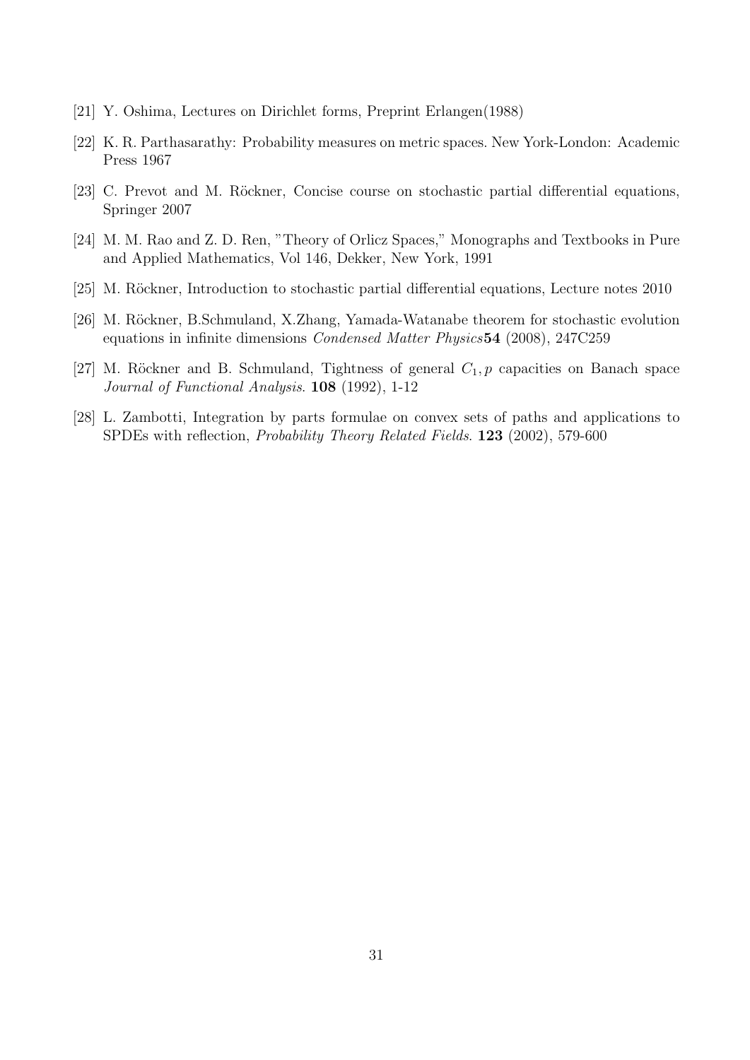[21] Y. Oshima, Lectures on Dirichlet forms, Preprint Erlangen(1988)

[22] K. R. Parthasarathy: Probability measures on metric spaces. New York-London: Academic Press 1967

[23] C. Prevot and M. Röckner, Concise course on stochastic partial differential equations, Springer 2007

[24] M. M. Rao and Z. D. Ren, "Theory of Orlicz Spaces," Monographs and Textbooks in Pure and Applied Mathematics, Vol 146, Dekker, New York, 1991

[25] M. Röckner, Introduction to stochastic partial differential equations, Lecture notes 2010

[26] M. Röckner, B.Schmuland, X.Zhang, Yamada-Watanabe theorem for stochastic evolution equations in infinite dimensions *Condensed Matter Physics* **54** (2008), 247C259

[27] M. Röckner and B. Schmuland, Tightness of general $C_1, p$ capacities on Banach space *Journal of Functional Analysis*. **108** (1992), 1-12

[28] L. Zambotti, Integration by parts formulae on convex sets of paths and applications to SPDEs with reflection, *Probability Theory Related Fields*. **123** (2002), 579-600